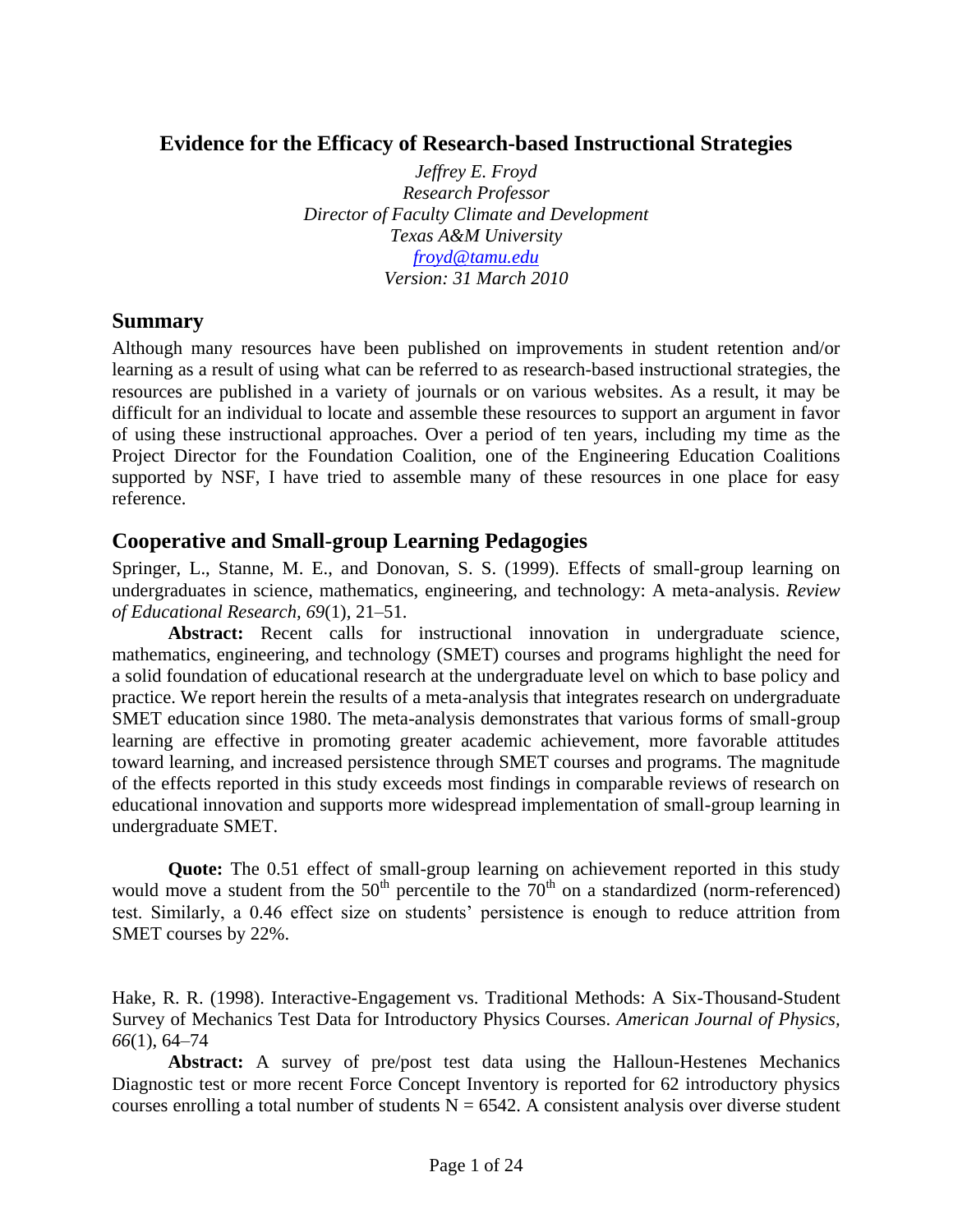# Evidence for the Efficacy of Research-based Instructional Strategies

*Jeffrey E. Froyd*
*Research Professor*
*Director of Faculty Climate and Development*
*Texas A&M University*
*froyd@tamu.edu*
*Version: 31 March 2010*

## Summary

Although many resources have been published on improvements in student retention and/or learning as a result of using what can be referred to as research-based instructional strategies, the resources are published in a variety of journals or on various websites. As a result, it may be difficult for an individual to locate and assemble these resources to support an argument in favor of using these instructional approaches. Over a period of ten years, including my time as the Project Director for the Foundation Coalition, one of the Engineering Education Coalitions supported by NSF, I have tried to assemble many of these resources in one place for easy reference.

## Cooperative and Small-group Learning Pedagogies

Springer, L., Stanne, M. E., and Donovan, S. S. (1999). Effects of small-group learning on undergraduates in science, mathematics, engineering, and technology: A meta-analysis. *Review of Educational Research, 69*(1), 21–51.

**Abstract:** Recent calls for instructional innovation in undergraduate science, mathematics, engineering, and technology (SMET) courses and programs highlight the need for a solid foundation of educational research at the undergraduate level on which to base policy and practice. We report herein the results of a meta-analysis that integrates research on undergraduate SMET education since 1980. The meta-analysis demonstrates that various forms of small-group learning are effective in promoting greater academic achievement, more favorable attitudes toward learning, and increased persistence through SMET courses and programs. The magnitude of the effects reported in this study exceeds most findings in comparable reviews of research on educational innovation and supports more widespread implementation of small-group learning in undergraduate SMET.

**Quote:** The 0.51 effect of small-group learning on achievement reported in this study would move a student from the $50^{th}$ percentile to the $70^{th}$ on a standardized (norm-referenced) test. Similarly, a 0.46 effect size on students' persistence is enough to reduce attrition from SMET courses by 22%.

Hake, R. R. (1998). Interactive-Engagement vs. Traditional Methods: A Six-Thousand-Student Survey of Mechanics Test Data for Introductory Physics Courses. *American Journal of Physics, 66*(1), 64–74

**Abstract:** A survey of pre/post test data using the Halloun-Hestenes Mechanics Diagnostic test or more recent Force Concept Inventory is reported for 62 introductory physics courses enrolling a total number of students N = 6542. A consistent analysis over diverse student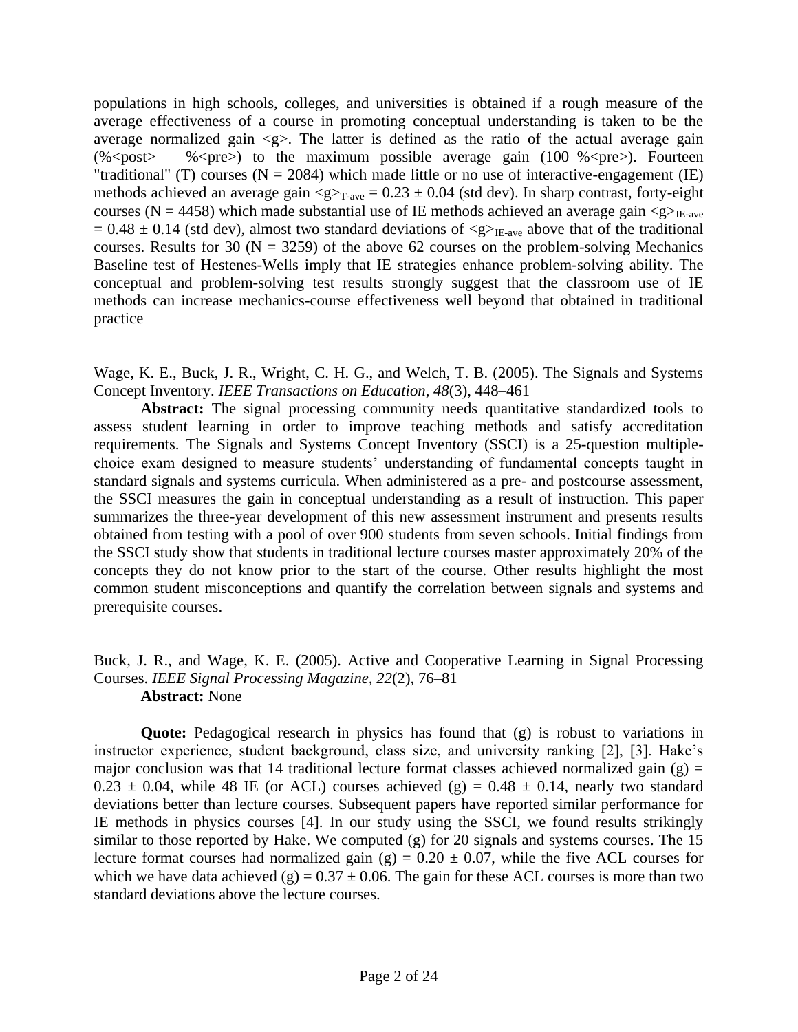populations in high schools, colleges, and universities is obtained if a rough measure of the average effectiveness of a course in promoting conceptual understanding is taken to be the average normalized gain <g>. The latter is defined as the ratio of the actual average gain (%<post> – %<pre>) to the maximum possible average gain (100–%<pre>). Fourteen "traditional" (T) courses (N = 2084) which made little or no use of interactive-engagement (IE) methods achieved an average gain $\langle g \rangle_{T\text{-ave}} = 0.23 \pm 0.04$ (std dev). In sharp contrast, forty-eight courses (N = 4458) which made substantial use of IE methods achieved an average gain $\langle g \rangle_{IE\text{-ave}} = 0.48 \pm 0.14$ (std dev), almost two standard deviations of $\langle g \rangle_{IE\text{-ave}}$ above that of the traditional courses. Results for 30 (N = 3259) of the above 62 courses on the problem-solving Mechanics Baseline test of Hestenes-Wells imply that IE strategies enhance problem-solving ability. The conceptual and problem-solving test results strongly suggest that the classroom use of IE methods can increase mechanics-course effectiveness well beyond that obtained in traditional practice

Wage, K. E., Buck, J. R., Wright, C. H. G., and Welch, T. B. (2005). The Signals and Systems Concept Inventory. *IEEE Transactions on Education, 48*(3), 448–461

**Abstract:** The signal processing community needs quantitative standardized tools to assess student learning in order to improve teaching methods and satisfy accreditation requirements. The Signals and Systems Concept Inventory (SSCI) is a 25-question multiple-choice exam designed to measure students' understanding of fundamental concepts taught in standard signals and systems curricula. When administered as a pre- and postcourse assessment, the SSCI measures the gain in conceptual understanding as a result of instruction. This paper summarizes the three-year development of this new assessment instrument and presents results obtained from testing with a pool of over 900 students from seven schools. Initial findings from the SSCI study show that students in traditional lecture courses master approximately 20% of the concepts they do not know prior to the start of the course. Other results highlight the most common student misconceptions and quantify the correlation between signals and systems and prerequisite courses.

Buck, J. R., and Wage, K. E. (2005). Active and Cooperative Learning in Signal Processing Courses. *IEEE Signal Processing Magazine, 22*(2), 76–81

**Abstract:** None

**Quote:** Pedagogical research in physics has found that (g) is robust to variations in instructor experience, student background, class size, and university ranking [2], [3]. Hake's major conclusion was that 14 traditional lecture format classes achieved normalized gain (g) = $0.23 \pm 0.04$, while 48 IE (or ACL) courses achieved (g) = $0.48 \pm 0.14$, nearly two standard deviations better than lecture courses. Subsequent papers have reported similar performance for IE methods in physics courses [4]. In our study using the SSCI, we found results strikingly similar to those reported by Hake. We computed (g) for 20 signals and systems courses. The 15 lecture format courses had normalized gain (g) = $0.20 \pm 0.07$, while the five ACL courses for which we have data achieved (g) = $0.37 \pm 0.06$. The gain for these ACL courses is more than two standard deviations above the lecture courses.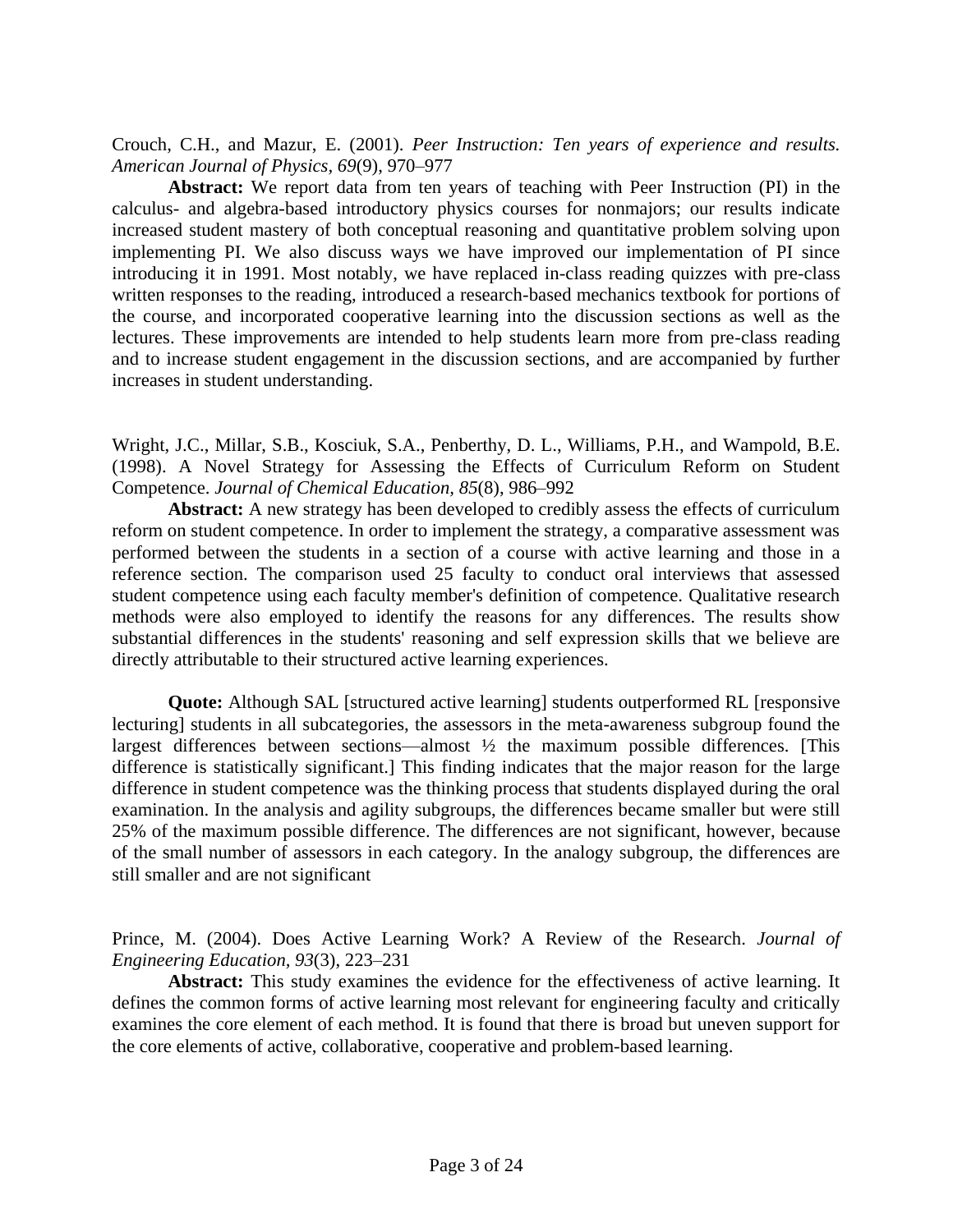Crouch, C.H., and Mazur, E. (2001). *Peer Instruction: Ten years of experience and results. American Journal of Physics*, *69*(9), 970–977

**Abstract:** We report data from ten years of teaching with Peer Instruction (PI) in the calculus- and algebra-based introductory physics courses for nonmajors; our results indicate increased student mastery of both conceptual reasoning and quantitative problem solving upon implementing PI. We also discuss ways we have improved our implementation of PI since introducing it in 1991. Most notably, we have replaced in-class reading quizzes with pre-class written responses to the reading, introduced a research-based mechanics textbook for portions of the course, and incorporated cooperative learning into the discussion sections as well as the lectures. These improvements are intended to help students learn more from pre-class reading and to increase student engagement in the discussion sections, and are accompanied by further increases in student understanding.

Wright, J.C., Millar, S.B., Kosciuk, S.A., Penberthy, D. L., Williams, P.H., and Wampold, B.E. (1998). A Novel Strategy for Assessing the Effects of Curriculum Reform on Student Competence. *Journal of Chemical Education*, *85*(8), 986–992

**Abstract:** A new strategy has been developed to credibly assess the effects of curriculum reform on student competence. In order to implement the strategy, a comparative assessment was performed between the students in a section of a course with active learning and those in a reference section. The comparison used 25 faculty to conduct oral interviews that assessed student competence using each faculty member's definition of competence. Qualitative research methods were also employed to identify the reasons for any differences. The results show substantial differences in the students' reasoning and self expression skills that we believe are directly attributable to their structured active learning experiences.

**Quote:** Although SAL [structured active learning] students outperformed RL [responsive lecturing] students in all subcategories, the assessors in the meta-awareness subgroup found the largest differences between sections—almost ½ the maximum possible differences. [This difference is statistically significant.] This finding indicates that the major reason for the large difference in student competence was the thinking process that students displayed during the oral examination. In the analysis and agility subgroups, the differences became smaller but were still 25% of the maximum possible difference. The differences are not significant, however, because of the small number of assessors in each category. In the analogy subgroup, the differences are still smaller and are not significant

Prince, M. (2004). Does Active Learning Work? A Review of the Research. *Journal of Engineering Education*, *93*(3), 223–231

**Abstract:** This study examines the evidence for the effectiveness of active learning. It defines the common forms of active learning most relevant for engineering faculty and critically examines the core element of each method. It is found that there is broad but uneven support for the core elements of active, collaborative, cooperative and problem-based learning.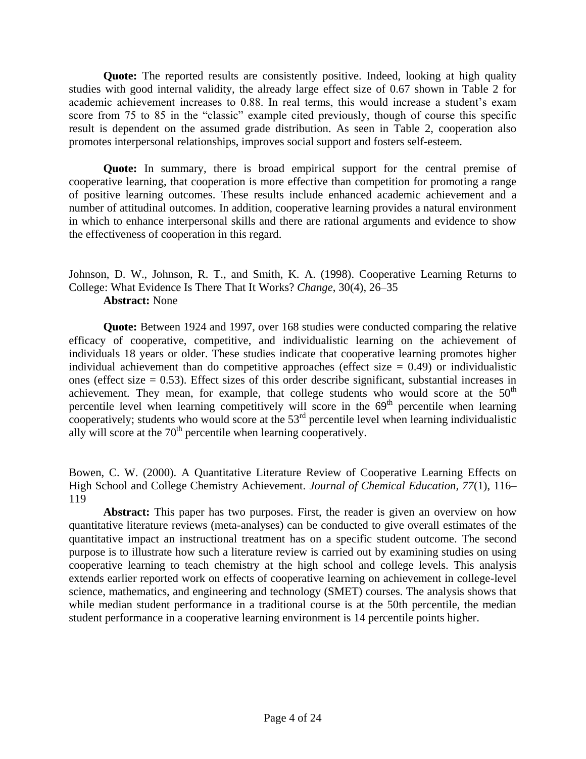**Quote:** The reported results are consistently positive. Indeed, looking at high quality studies with good internal validity, the already large effect size of 0.67 shown in Table 2 for academic achievement increases to 0.88. In real terms, this would increase a student's exam score from 75 to 85 in the "classic" example cited previously, though of course this specific result is dependent on the assumed grade distribution. As seen in Table 2, cooperation also promotes interpersonal relationships, improves social support and fosters self-esteem.

**Quote:** In summary, there is broad empirical support for the central premise of cooperative learning, that cooperation is more effective than competition for promoting a range of positive learning outcomes. These results include enhanced academic achievement and a number of attitudinal outcomes. In addition, cooperative learning provides a natural environment in which to enhance interpersonal skills and there are rational arguments and evidence to show the effectiveness of cooperation in this regard.

Johnson, D. W., Johnson, R. T., and Smith, K. A. (1998). Cooperative Learning Returns to College: What Evidence Is There That It Works? *Change*, 30(4), 26–35

**Abstract:** None

**Quote:** Between 1924 and 1997, over 168 studies were conducted comparing the relative efficacy of cooperative, competitive, and individualistic learning on the achievement of individuals 18 years or older. These studies indicate that cooperative learning promotes higher individual achievement than do competitive approaches (effect size = 0.49) or individualistic ones (effect size = 0.53). Effect sizes of this order describe significant, substantial increases in achievement. They mean, for example, that college students who would score at the 50th percentile level when learning competitively will score in the 69th percentile when learning cooperatively; students who would score at the 53rd percentile level when learning individualistic ally will score at the 70th percentile when learning cooperatively.

Bowen, C. W. (2000). A Quantitative Literature Review of Cooperative Learning Effects on High School and College Chemistry Achievement. *Journal of Chemical Education, 77*(1), 116–119

**Abstract:** This paper has two purposes. First, the reader is given an overview on how quantitative literature reviews (meta-analyses) can be conducted to give overall estimates of the quantitative impact an instructional treatment has on a specific student outcome. The second purpose is to illustrate how such a literature review is carried out by examining studies on using cooperative learning to teach chemistry at the high school and college levels. This analysis extends earlier reported work on effects of cooperative learning on achievement in college-level science, mathematics, and engineering and technology (SMET) courses. The analysis shows that while median student performance in a traditional course is at the 50th percentile, the median student performance in a cooperative learning environment is 14 percentile points higher.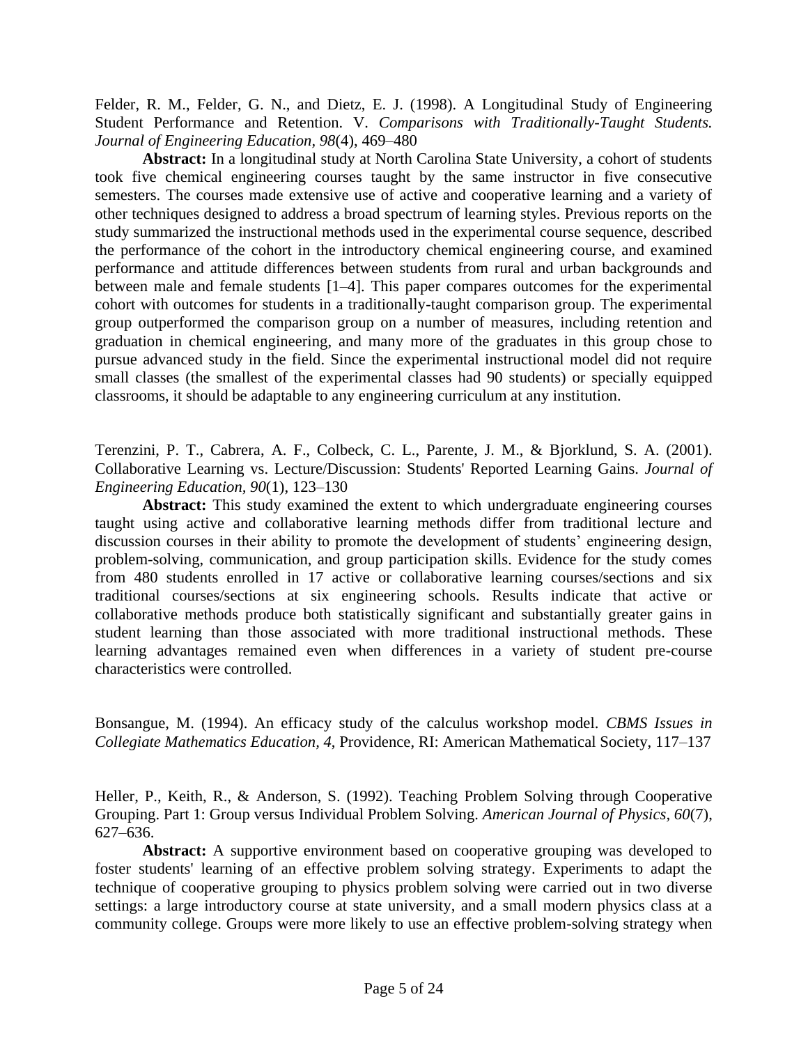Felder, R. M., Felder, G. N., and Dietz, E. J. (1998). A Longitudinal Study of Engineering Student Performance and Retention. V. *Comparisons with Traditionally-Taught Students. Journal of Engineering Education*, *98*(4), 469–480

**Abstract:** In a longitudinal study at North Carolina State University, a cohort of students took five chemical engineering courses taught by the same instructor in five consecutive semesters. The courses made extensive use of active and cooperative learning and a variety of other techniques designed to address a broad spectrum of learning styles. Previous reports on the study summarized the instructional methods used in the experimental course sequence, described the performance of the cohort in the introductory chemical engineering course, and examined performance and attitude differences between students from rural and urban backgrounds and between male and female students [1–4]. This paper compares outcomes for the experimental cohort with outcomes for students in a traditionally-taught comparison group. The experimental group outperformed the comparison group on a number of measures, including retention and graduation in chemical engineering, and many more of the graduates in this group chose to pursue advanced study in the field. Since the experimental instructional model did not require small classes (the smallest of the experimental classes had 90 students) or specially equipped classrooms, it should be adaptable to any engineering curriculum at any institution.

Terenzini, P. T., Cabrera, A. F., Colbeck, C. L., Parente, J. M., & Bjorklund, S. A. (2001). Collaborative Learning vs. Lecture/Discussion: Students' Reported Learning Gains. *Journal of Engineering Education, 90*(1), 123–130

**Abstract:** This study examined the extent to which undergraduate engineering courses taught using active and collaborative learning methods differ from traditional lecture and discussion courses in their ability to promote the development of students' engineering design, problem-solving, communication, and group participation skills. Evidence for the study comes from 480 students enrolled in 17 active or collaborative learning courses/sections and six traditional courses/sections at six engineering schools. Results indicate that active or collaborative methods produce both statistically significant and substantially greater gains in student learning than those associated with more traditional instructional methods. These learning advantages remained even when differences in a variety of student pre-course characteristics were controlled.

Bonsangue, M. (1994). An efficacy study of the calculus workshop model. *CBMS Issues in Collegiate Mathematics Education, 4*, Providence, RI: American Mathematical Society, 117–137

Heller, P., Keith, R., & Anderson, S. (1992). Teaching Problem Solving through Cooperative Grouping. Part 1: Group versus Individual Problem Solving. *American Journal of Physics, 60*(7), 627–636.

**Abstract:** A supportive environment based on cooperative grouping was developed to foster students' learning of an effective problem solving strategy. Experiments to adapt the technique of cooperative grouping to physics problem solving were carried out in two diverse settings: a large introductory course at state university, and a small modern physics class at a community college. Groups were more likely to use an effective problem-solving strategy when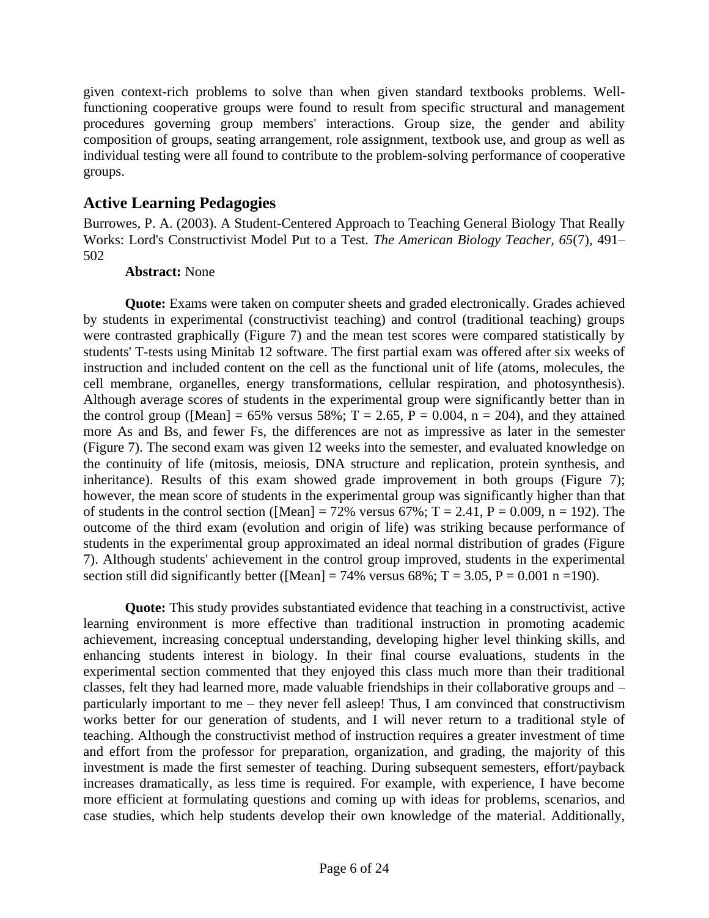given context-rich problems to solve than when given standard textbooks problems. Well-functioning cooperative groups were found to result from specific structural and management procedures governing group members' interactions. Group size, the gender and ability composition of groups, seating arrangement, role assignment, textbook use, and group as well as individual testing were all found to contribute to the problem-solving performance of cooperative groups.

## Active Learning Pedagogies

Burrowes, P. A. (2003). A Student-Centered Approach to Teaching General Biology That Really Works: Lord's Constructivist Model Put to a Test. *The American Biology Teacher, 65*(7), 491–502

**Abstract:** None

**Quote:** Exams were taken on computer sheets and graded electronically. Grades achieved by students in experimental (constructivist teaching) and control (traditional teaching) groups were contrasted graphically (Figure 7) and the mean test scores were compared statistically by students' T-tests using Minitab 12 software. The first partial exam was offered after six weeks of instruction and included content on the cell as the functional unit of life (atoms, molecules, the cell membrane, organelles, energy transformations, cellular respiration, and photosynthesis). Although average scores of students in the experimental group were significantly better than in the control group ([Mean] = 65% versus 58%; T = 2.65, P = 0.004, n = 204), and they attained more As and Bs, and fewer Fs, the differences are not as impressive as later in the semester (Figure 7). The second exam was given 12 weeks into the semester, and evaluated knowledge on the continuity of life (mitosis, meiosis, DNA structure and replication, protein synthesis, and inheritance). Results of this exam showed grade improvement in both groups (Figure 7); however, the mean score of students in the experimental group was significantly higher than that of students in the control section ([Mean] = 72% versus 67%; T = 2.41, P = 0.009, n = 192). The outcome of the third exam (evolution and origin of life) was striking because performance of students in the experimental group approximated an ideal normal distribution of grades (Figure 7). Although students' achievement in the control group improved, students in the experimental section still did significantly better ([Mean] = 74% versus 68%; T = 3.05, P = 0.001 n =190).

**Quote:** This study provides substantiated evidence that teaching in a constructivist, active learning environment is more effective than traditional instruction in promoting academic achievement, increasing conceptual understanding, developing higher level thinking skills, and enhancing students interest in biology. In their final course evaluations, students in the experimental section commented that they enjoyed this class much more than their traditional classes, felt they had learned more, made valuable friendships in their collaborative groups and – particularly important to me – they never fell asleep! Thus, I am convinced that constructivism works better for our generation of students, and I will never return to a traditional style of teaching. Although the constructivist method of instruction requires a greater investment of time and effort from the professor for preparation, organization, and grading, the majority of this investment is made the first semester of teaching. During subsequent semesters, effort/payback increases dramatically, as less time is required. For example, with experience, I have become more efficient at formulating questions and coming up with ideas for problems, scenarios, and case studies, which help students develop their own knowledge of the material. Additionally,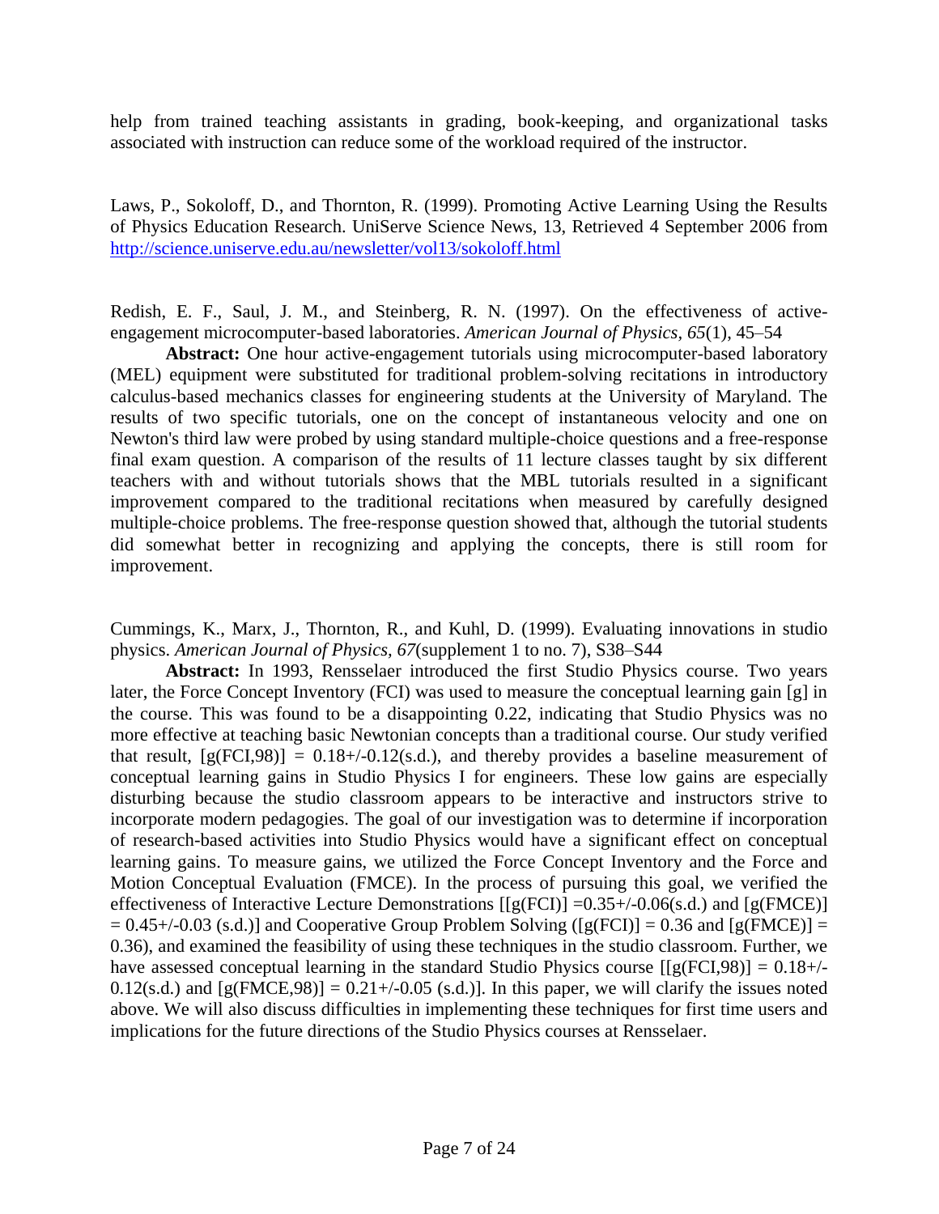help from trained teaching assistants in grading, book-keeping, and organizational tasks associated with instruction can reduce some of the workload required of the instructor.

Laws, P., Sokoloff, D., and Thornton, R. (1999). Promoting Active Learning Using the Results of Physics Education Research. UniServe Science News, 13, Retrieved 4 September 2006 from [http://science.uniserve.edu.au/newsletter/vol13/sokoloff.html](http://science.uniserve.edu.au/newsletter/vol13/sokoloff.html)

Redish, E. F., Saul, J. M., and Steinberg, R. N. (1997). On the effectiveness of active-engagement microcomputer-based laboratories. *American Journal of Physics, 65*(1), 45–54

**Abstract:** One hour active-engagement tutorials using microcomputer-based laboratory (MEL) equipment were substituted for traditional problem-solving recitations in introductory calculus-based mechanics classes for engineering students at the University of Maryland. The results of two specific tutorials, one on the concept of instantaneous velocity and one on Newton's third law were probed by using standard multiple-choice questions and a free-response final exam question. A comparison of the results of 11 lecture classes taught by six different teachers with and without tutorials shows that the MBL tutorials resulted in a significant improvement compared to the traditional recitations when measured by carefully designed multiple-choice problems. The free-response question showed that, although the tutorial students did somewhat better in recognizing and applying the concepts, there is still room for improvement.

Cummings, K., Marx, J., Thornton, R., and Kuhl, D. (1999). Evaluating innovations in studio physics. *American Journal of Physics, 67*(supplement 1 to no. 7), S38–S44

**Abstract:** In 1993, Rensselaer introduced the first Studio Physics course. Two years later, the Force Concept Inventory (FCI) was used to measure the conceptual learning gain [g] in the course. This was found to be a disappointing 0.22, indicating that Studio Physics was no more effective at teaching basic Newtonian concepts than a traditional course. Our study verified that result, [g(FCI,98)] = 0.18+/-0.12(s.d.), and thereby provides a baseline measurement of conceptual learning gains in Studio Physics I for engineers. These low gains are especially disturbing because the studio classroom appears to be interactive and instructors strive to incorporate modern pedagogies. The goal of our investigation was to determine if incorporation of research-based activities into Studio Physics would have a significant effect on conceptual learning gains. To measure gains, we utilized the Force Concept Inventory and the Force and Motion Conceptual Evaluation (FMCE). In the process of pursuing this goal, we verified the effectiveness of Interactive Lecture Demonstrations [[g(FCI)] =0.35+/-0.06(s.d.) and [g(FMCE)] = 0.45+/-0.03 (s.d.)] and Cooperative Group Problem Solving ([g(FCI)] = 0.36 and [g(FMCE)] = 0.36), and examined the feasibility of using these techniques in the studio classroom. Further, we have assessed conceptual learning in the standard Studio Physics course [[g(FCI,98)] = 0.18+/-0.12(s.d.) and [g(FMCE,98)] = 0.21+/-0.05 (s.d.)]. In this paper, we will clarify the issues noted above. We will also discuss difficulties in implementing these techniques for first time users and implications for the future directions of the Studio Physics courses at Rensselaer.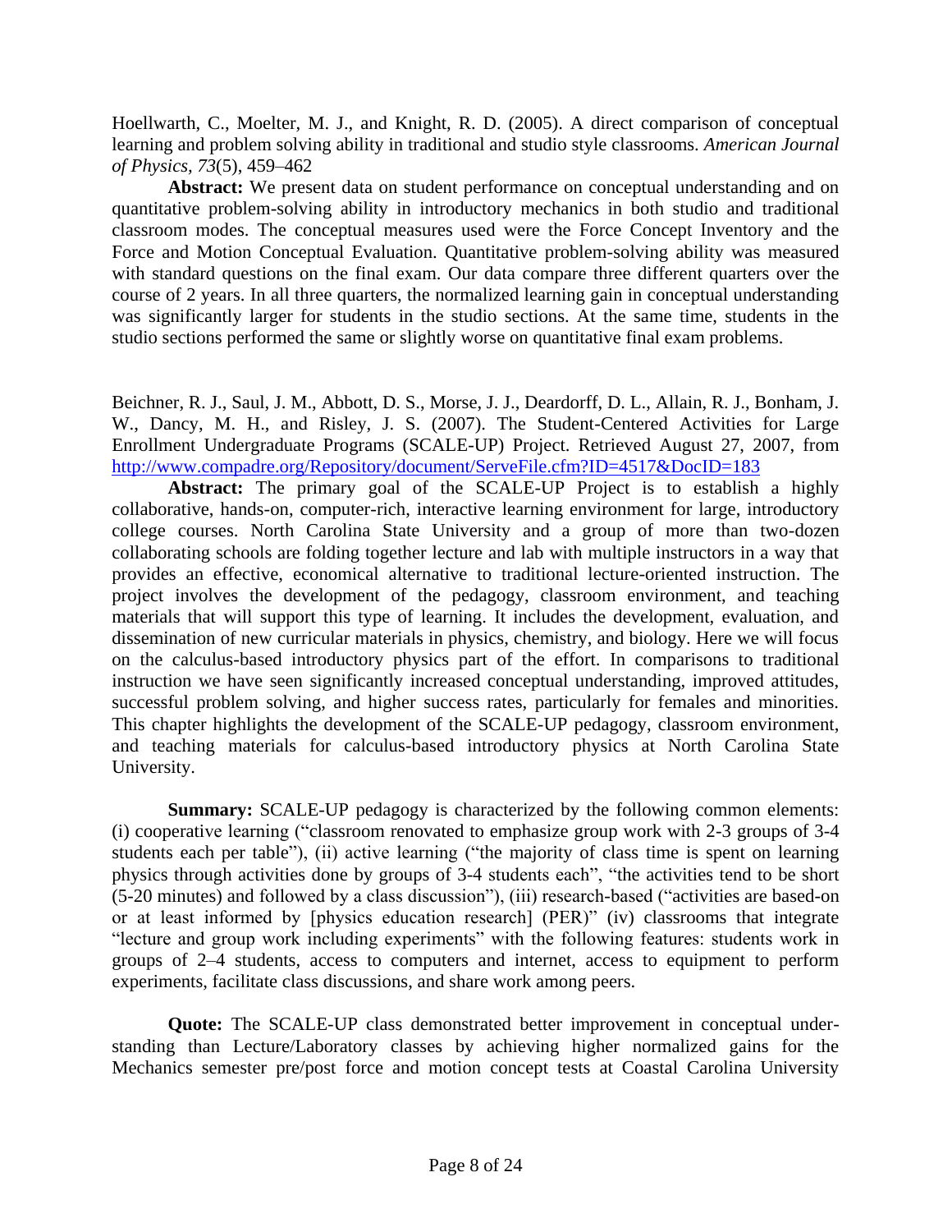Hoellwarth, C., Moelter, M. J., and Knight, R. D. (2005). A direct comparison of conceptual learning and problem solving ability in traditional and studio style classrooms. *American Journal of Physics, 73*(5), 459–462

**Abstract:** We present data on student performance on conceptual understanding and on quantitative problem-solving ability in introductory mechanics in both studio and traditional classroom modes. The conceptual measures used were the Force Concept Inventory and the Force and Motion Conceptual Evaluation. Quantitative problem-solving ability was measured with standard questions on the final exam. Our data compare three different quarters over the course of 2 years. In all three quarters, the normalized learning gain in conceptual understanding was significantly larger for students in the studio sections. At the same time, students in the studio sections performed the same or slightly worse on quantitative final exam problems.

Beichner, R. J., Saul, J. M., Abbott, D. S., Morse, J. J., Deardorff, D. L., Allain, R. J., Bonham, J. W., Dancy, M. H., and Risley, J. S. (2007). The Student-Centered Activities for Large Enrollment Undergraduate Programs (SCALE-UP) Project. Retrieved August 27, 2007, from http://www.compadre.org/Repository/document/ServeFile.cfm?ID=4517&DocID=183

**Abstract:** The primary goal of the SCALE-UP Project is to establish a highly collaborative, hands-on, computer-rich, interactive learning environment for large, introductory college courses. North Carolina State University and a group of more than two-dozen collaborating schools are folding together lecture and lab with multiple instructors in a way that provides an effective, economical alternative to traditional lecture-oriented instruction. The project involves the development of the pedagogy, classroom environment, and teaching materials that will support this type of learning. It includes the development, evaluation, and dissemination of new curricular materials in physics, chemistry, and biology. Here we will focus on the calculus-based introductory physics part of the effort. In comparisons to traditional instruction we have seen significantly increased conceptual understanding, improved attitudes, successful problem solving, and higher success rates, particularly for females and minorities. This chapter highlights the development of the SCALE-UP pedagogy, classroom environment, and teaching materials for calculus-based introductory physics at North Carolina State University.

**Summary:** SCALE-UP pedagogy is characterized by the following common elements: (i) cooperative learning ("classroom renovated to emphasize group work with 2-3 groups of 3-4 students each per table"), (ii) active learning ("the majority of class time is spent on learning physics through activities done by groups of 3-4 students each", "the activities tend to be short (5-20 minutes) and followed by a class discussion"), (iii) research-based ("activities are based-on or at least informed by [physics education research] (PER)" (iv) classrooms that integrate "lecture and group work including experiments" with the following features: students work in groups of 2–4 students, access to computers and internet, access to equipment to perform experiments, facilitate class discussions, and share work among peers.

**Quote:** The SCALE-UP class demonstrated better improvement in conceptual understanding than Lecture/Laboratory classes by achieving higher normalized gains for the Mechanics semester pre/post force and motion concept tests at Coastal Carolina University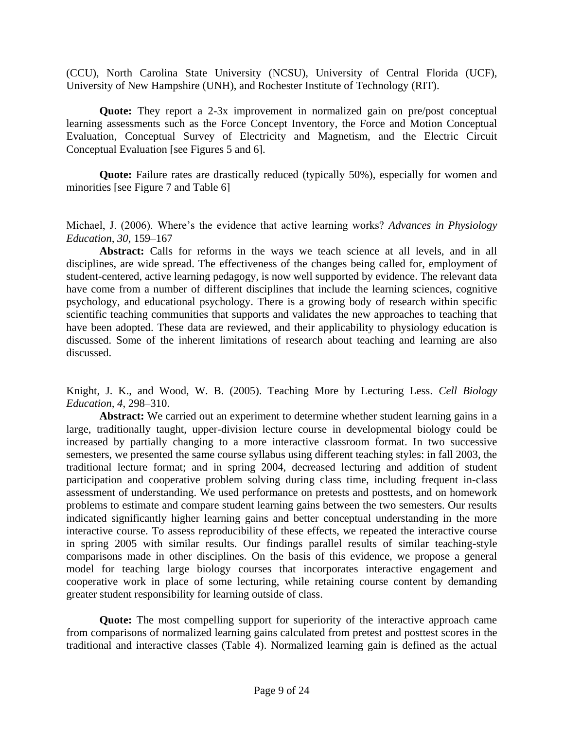(CCU), North Carolina State University (NCSU), University of Central Florida (UCF), University of New Hampshire (UNH), and Rochester Institute of Technology (RIT).

**Quote:** They report a 2-3x improvement in normalized gain on pre/post conceptual learning assessments such as the Force Concept Inventory, the Force and Motion Conceptual Evaluation, Conceptual Survey of Electricity and Magnetism, and the Electric Circuit Conceptual Evaluation [see Figures 5 and 6].

**Quote:** Failure rates are drastically reduced (typically 50%), especially for women and minorities [see Figure 7 and Table 6]

Michael, J. (2006). Where's the evidence that active learning works? *Advances in Physiology Education*, *30*, 159–167

**Abstract:** Calls for reforms in the ways we teach science at all levels, and in all disciplines, are wide spread. The effectiveness of the changes being called for, employment of student-centered, active learning pedagogy, is now well supported by evidence. The relevant data have come from a number of different disciplines that include the learning sciences, cognitive psychology, and educational psychology. There is a growing body of research within specific scientific teaching communities that supports and validates the new approaches to teaching that have been adopted. These data are reviewed, and their applicability to physiology education is discussed. Some of the inherent limitations of research about teaching and learning are also discussed.

Knight, J. K., and Wood, W. B. (2005). Teaching More by Lecturing Less. *Cell Biology Education*, *4*, 298–310.

**Abstract:** We carried out an experiment to determine whether student learning gains in a large, traditionally taught, upper-division lecture course in developmental biology could be increased by partially changing to a more interactive classroom format. In two successive semesters, we presented the same course syllabus using different teaching styles: in fall 2003, the traditional lecture format; and in spring 2004, decreased lecturing and addition of student participation and cooperative problem solving during class time, including frequent in-class assessment of understanding. We used performance on pretests and posttests, and on homework problems to estimate and compare student learning gains between the two semesters. Our results indicated significantly higher learning gains and better conceptual understanding in the more interactive course. To assess reproducibility of these effects, we repeated the interactive course in spring 2005 with similar results. Our findings parallel results of similar teaching-style comparisons made in other disciplines. On the basis of this evidence, we propose a general model for teaching large biology courses that incorporates interactive engagement and cooperative work in place of some lecturing, while retaining course content by demanding greater student responsibility for learning outside of class.

**Quote:** The most compelling support for superiority of the interactive approach came from comparisons of normalized learning gains calculated from pretest and posttest scores in the traditional and interactive classes (Table 4). Normalized learning gain is defined as the actual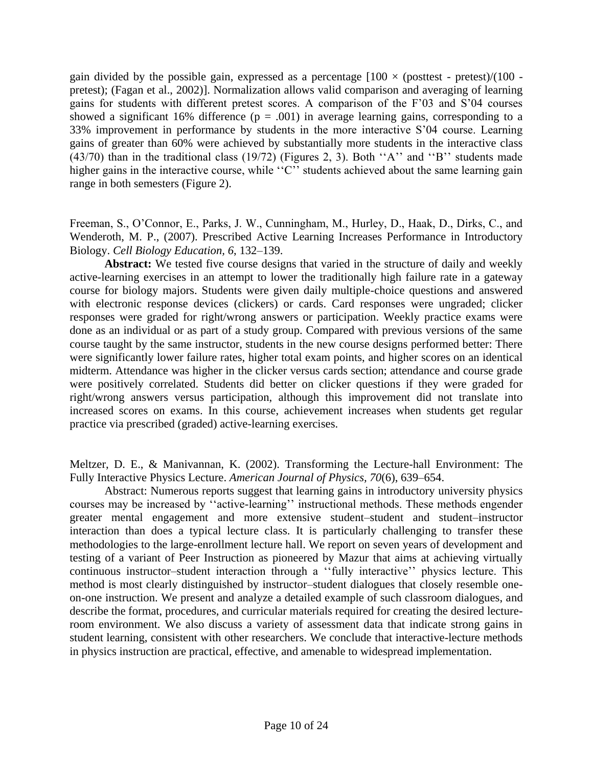gain divided by the possible gain, expressed as a percentage [100 × (posttest - pretest)/(100 - pretest); (Fagan et al., 2002)]. Normalization allows valid comparison and averaging of learning gains for students with different pretest scores. A comparison of the F'03 and S'04 courses showed a significant 16% difference ($p = .001$) in average learning gains, corresponding to a 33% improvement in performance by students in the more interactive S'04 course. Learning gains of greater than 60% were achieved by substantially more students in the interactive class (43/70) than in the traditional class (19/72) (Figures 2, 3). Both ''A'' and ''B'' students made higher gains in the interactive course, while ''C'' students achieved about the same learning gain range in both semesters (Figure 2).

Freeman, S., O'Connor, E., Parks, J. W., Cunningham, M., Hurley, D., Haak, D., Dirks, C., and Wenderoth, M. P., (2007). Prescribed Active Learning Increases Performance in Introductory Biology. *Cell Biology Education, 6*, 132–139.

**Abstract:** We tested five course designs that varied in the structure of daily and weekly active-learning exercises in an attempt to lower the traditionally high failure rate in a gateway course for biology majors. Students were given daily multiple-choice questions and answered with electronic response devices (clickers) or cards. Card responses were ungraded; clicker responses were graded for right/wrong answers or participation. Weekly practice exams were done as an individual or as part of a study group. Compared with previous versions of the same course taught by the same instructor, students in the new course designs performed better: There were significantly lower failure rates, higher total exam points, and higher scores on an identical midterm. Attendance was higher in the clicker versus cards section; attendance and course grade were positively correlated. Students did better on clicker questions if they were graded for right/wrong answers versus participation, although this improvement did not translate into increased scores on exams. In this course, achievement increases when students get regular practice via prescribed (graded) active-learning exercises.

Meltzer, D. E., & Manivannan, K. (2002). Transforming the Lecture-hall Environment: The Fully Interactive Physics Lecture. *American Journal of Physics, 70*(6), 639–654.

Abstract: Numerous reports suggest that learning gains in introductory university physics courses may be increased by ''active-learning'' instructional methods. These methods engender greater mental engagement and more extensive student–student and student–instructor interaction than does a typical lecture class. It is particularly challenging to transfer these methodologies to the large-enrollment lecture hall. We report on seven years of development and testing of a variant of Peer Instruction as pioneered by Mazur that aims at achieving virtually continuous instructor–student interaction through a ''fully interactive'' physics lecture. This method is most clearly distinguished by instructor–student dialogues that closely resemble one-on-one instruction. We present and analyze a detailed example of such classroom dialogues, and describe the format, procedures, and curricular materials required for creating the desired lecture-room environment. We also discuss a variety of assessment data that indicate strong gains in student learning, consistent with other researchers. We conclude that interactive-lecture methods in physics instruction are practical, effective, and amenable to widespread implementation.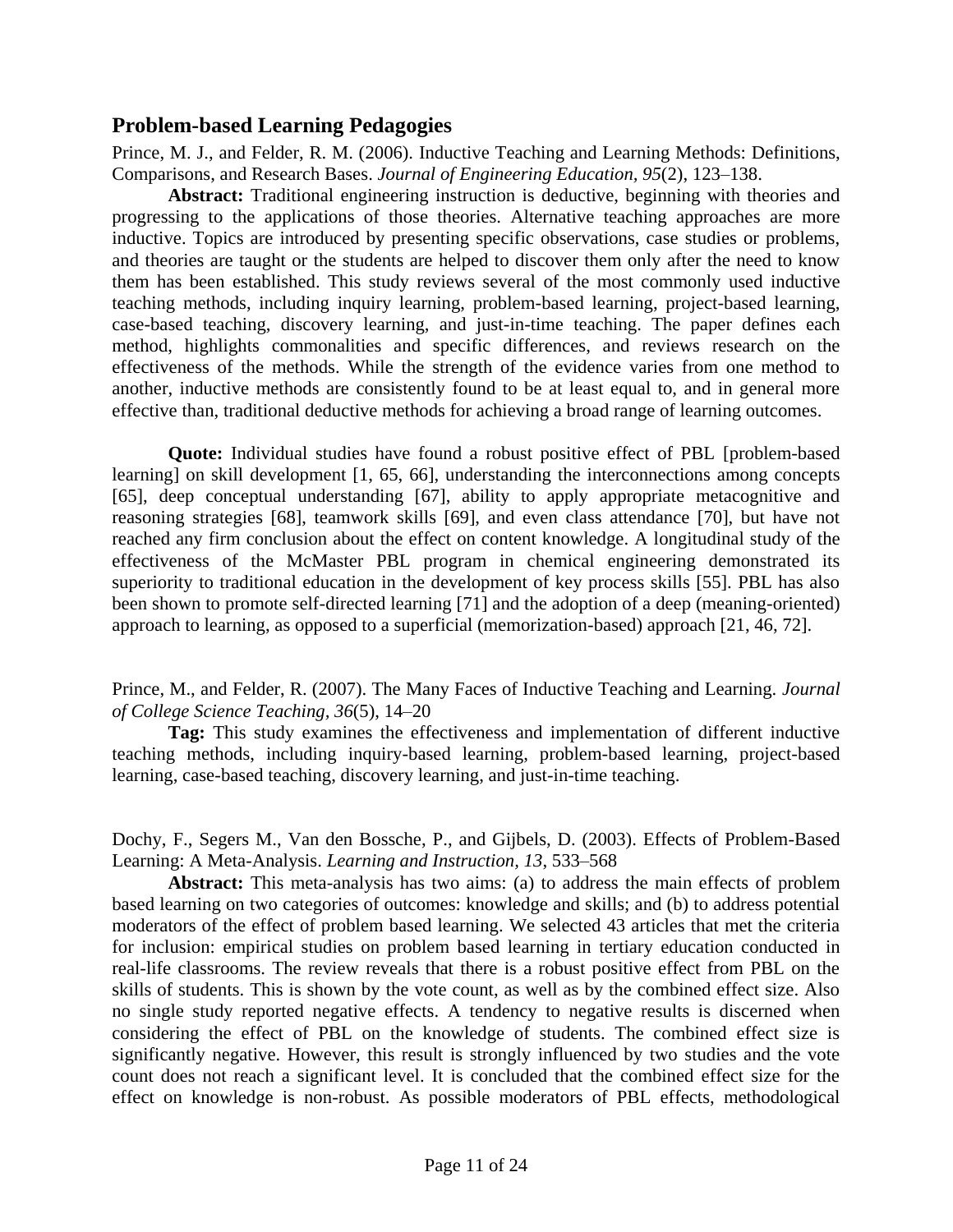## Problem-based Learning Pedagogies

Prince, M. J., and Felder, R. M. (2006). Inductive Teaching and Learning Methods: Definitions, Comparisons, and Research Bases. *Journal of Engineering Education, 95*(2), 123–138.

**Abstract:** Traditional engineering instruction is deductive, beginning with theories and progressing to the applications of those theories. Alternative teaching approaches are more inductive. Topics are introduced by presenting specific observations, case studies or problems, and theories are taught or the students are helped to discover them only after the need to know them has been established. This study reviews several of the most commonly used inductive teaching methods, including inquiry learning, problem-based learning, project-based learning, case-based teaching, discovery learning, and just-in-time teaching. The paper defines each method, highlights commonalities and specific differences, and reviews research on the effectiveness of the methods. While the strength of the evidence varies from one method to another, inductive methods are consistently found to be at least equal to, and in general more effective than, traditional deductive methods for achieving a broad range of learning outcomes.

**Quote:** Individual studies have found a robust positive effect of PBL [problem-based learning] on skill development [1, 65, 66], understanding the interconnections among concepts [65], deep conceptual understanding [67], ability to apply appropriate metacognitive and reasoning strategies [68], teamwork skills [69], and even class attendance [70], but have not reached any firm conclusion about the effect on content knowledge. A longitudinal study of the effectiveness of the McMaster PBL program in chemical engineering demonstrated its superiority to traditional education in the development of key process skills [55]. PBL has also been shown to promote self-directed learning [71] and the adoption of a deep (meaning-oriented) approach to learning, as opposed to a superficial (memorization-based) approach [21, 46, 72].

Prince, M., and Felder, R. (2007). The Many Faces of Inductive Teaching and Learning. *Journal of College Science Teaching, 36*(5), 14–20

**Tag:** This study examines the effectiveness and implementation of different inductive teaching methods, including inquiry-based learning, problem-based learning, project-based learning, case-based teaching, discovery learning, and just-in-time teaching.

Dochy, F., Segers M., Van den Bossche, P., and Gijbels, D. (2003). Effects of Problem-Based Learning: A Meta-Analysis. *Learning and Instruction, 13*, 533–568

**Abstract:** This meta-analysis has two aims: (a) to address the main effects of problem based learning on two categories of outcomes: knowledge and skills; and (b) to address potential moderators of the effect of problem based learning. We selected 43 articles that met the criteria for inclusion: empirical studies on problem based learning in tertiary education conducted in real-life classrooms. The review reveals that there is a robust positive effect from PBL on the skills of students. This is shown by the vote count, as well as by the combined effect size. Also no single study reported negative effects. A tendency to negative results is discerned when considering the effect of PBL on the knowledge of students. The combined effect size is significantly negative. However, this result is strongly influenced by two studies and the vote count does not reach a significant level. It is concluded that the combined effect size for the effect on knowledge is non-robust. As possible moderators of PBL effects, methodological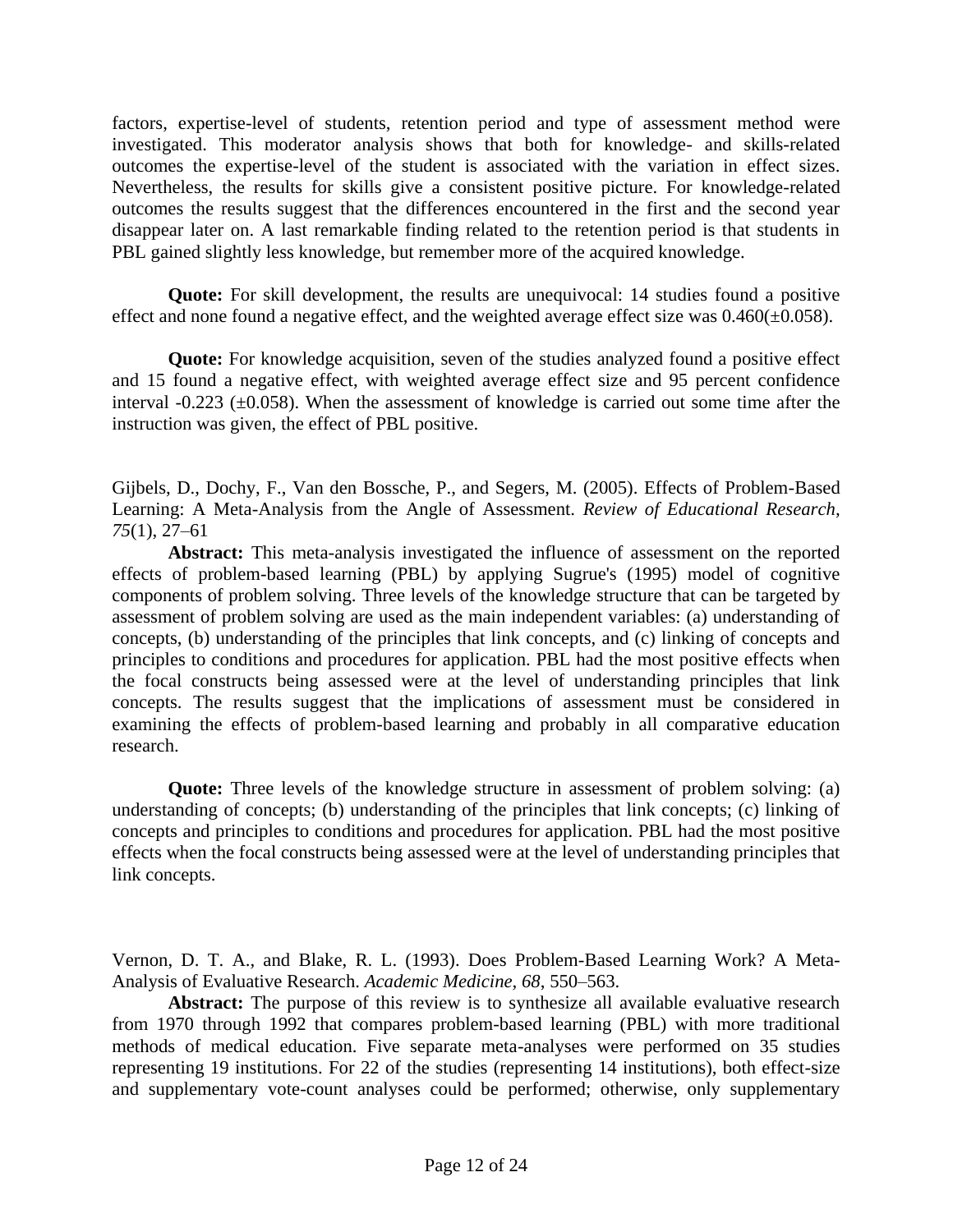factors, expertise-level of students, retention period and type of assessment method were investigated. This moderator analysis shows that both for knowledge- and skills-related outcomes the expertise-level of the student is associated with the variation in effect sizes. Nevertheless, the results for skills give a consistent positive picture. For knowledge-related outcomes the results suggest that the differences encountered in the first and the second year disappear later on. A last remarkable finding related to the retention period is that students in PBL gained slightly less knowledge, but remember more of the acquired knowledge.

**Quote:** For skill development, the results are unequivocal: 14 studies found a positive effect and none found a negative effect, and the weighted average effect size was 0.460(±0.058).

**Quote:** For knowledge acquisition, seven of the studies analyzed found a positive effect and 15 found a negative effect, with weighted average effect size and 95 percent confidence interval -0.223 (±0.058). When the assessment of knowledge is carried out some time after the instruction was given, the effect of PBL positive.

Gijbels, D., Dochy, F., Van den Bossche, P., and Segers, M. (2005). Effects of Problem-Based Learning: A Meta-Analysis from the Angle of Assessment. *Review of Educational Research, 75*(1), 27–61

**Abstract:** This meta-analysis investigated the influence of assessment on the reported effects of problem-based learning (PBL) by applying Sugrue's (1995) model of cognitive components of problem solving. Three levels of the knowledge structure that can be targeted by assessment of problem solving are used as the main independent variables: (a) understanding of concepts, (b) understanding of the principles that link concepts, and (c) linking of concepts and principles to conditions and procedures for application. PBL had the most positive effects when the focal constructs being assessed were at the level of understanding principles that link concepts. The results suggest that the implications of assessment must be considered in examining the effects of problem-based learning and probably in all comparative education research.

**Quote:** Three levels of the knowledge structure in assessment of problem solving: (a) understanding of concepts; (b) understanding of the principles that link concepts; (c) linking of concepts and principles to conditions and procedures for application. PBL had the most positive effects when the focal constructs being assessed were at the level of understanding principles that link concepts.

Vernon, D. T. A., and Blake, R. L. (1993). Does Problem-Based Learning Work? A Meta-Analysis of Evaluative Research. *Academic Medicine, 68*, 550–563.

**Abstract:** The purpose of this review is to synthesize all available evaluative research from 1970 through 1992 that compares problem-based learning (PBL) with more traditional methods of medical education. Five separate meta-analyses were performed on 35 studies representing 19 institutions. For 22 of the studies (representing 14 institutions), both effect-size and supplementary vote-count analyses could be performed; otherwise, only supplementary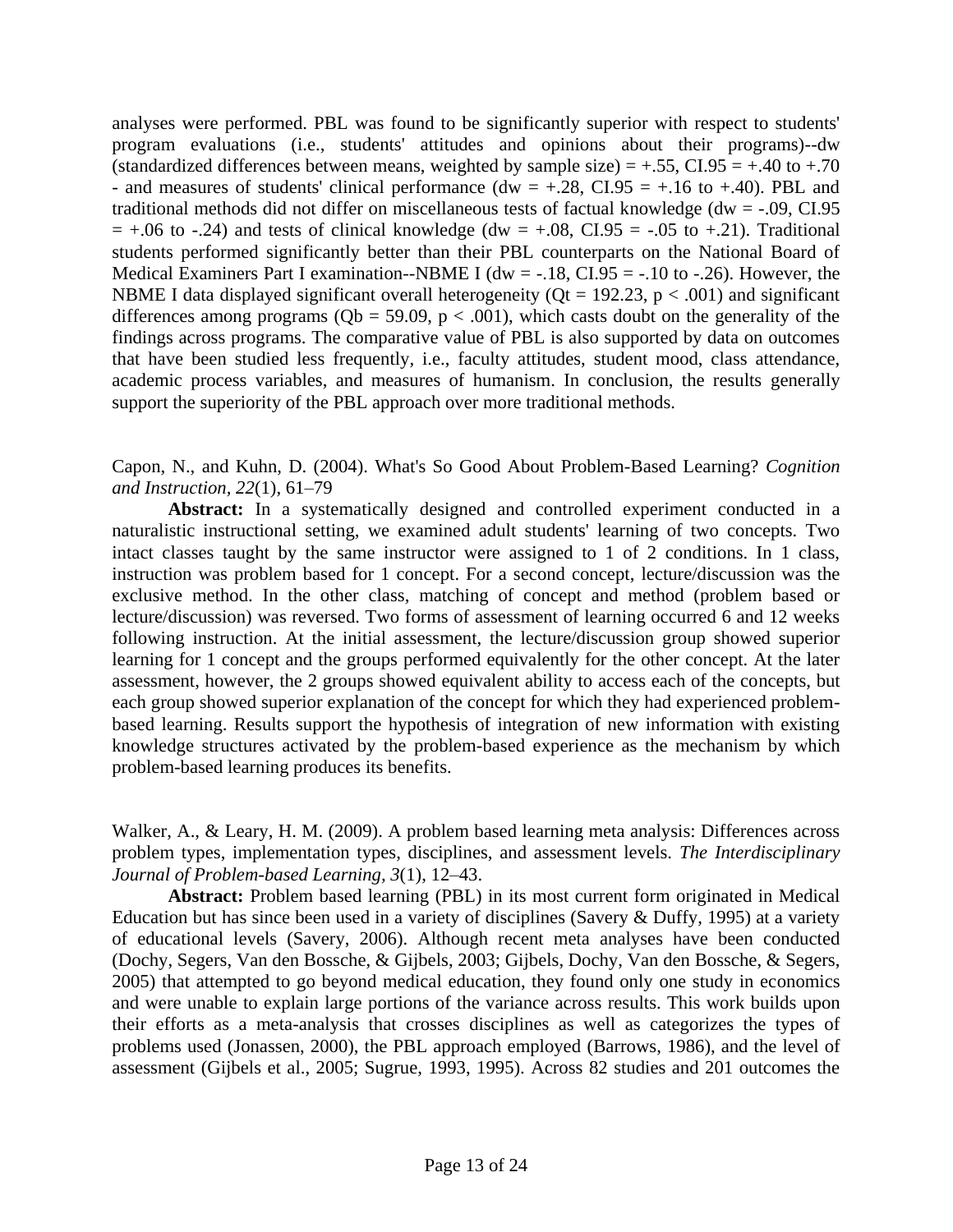analyses were performed. PBL was found to be significantly superior with respect to students' program evaluations (i.e., students' attitudes and opinions about their programs)--dw (standardized differences between means, weighted by sample size) = +.55, CI.95 = +.40 to +.70 - and measures of students' clinical performance (dw = +.28, CI.95 = +.16 to +.40). PBL and traditional methods did not differ on miscellaneous tests of factual knowledge (dw = -.09, CI.95 = +.06 to -.24) and tests of clinical knowledge (dw = +.08, CI.95 = -.05 to +.21). Traditional students performed significantly better than their PBL counterparts on the National Board of Medical Examiners Part I examination--NBME I (dw = -.18, CI.95 = -.10 to -.26). However, the NBME I data displayed significant overall heterogeneity (Qt = 192.23, $p < .001$) and significant differences among programs (Qb = 59.09, $p < .001$), which casts doubt on the generality of the findings across programs. The comparative value of PBL is also supported by data on outcomes that have been studied less frequently, i.e., faculty attitudes, student mood, class attendance, academic process variables, and measures of humanism. In conclusion, the results generally support the superiority of the PBL approach over more traditional methods.

Capon, N., and Kuhn, D. (2004). What's So Good About Problem-Based Learning? *Cognition and Instruction*, *22*(1), 61–79

**Abstract:** In a systematically designed and controlled experiment conducted in a naturalistic instructional setting, we examined adult students' learning of two concepts. Two intact classes taught by the same instructor were assigned to 1 of 2 conditions. In 1 class, instruction was problem based for 1 concept. For a second concept, lecture/discussion was the exclusive method. In the other class, matching of concept and method (problem based or lecture/discussion) was reversed. Two forms of assessment of learning occurred 6 and 12 weeks following instruction. At the initial assessment, the lecture/discussion group showed superior learning for 1 concept and the groups performed equivalently for the other concept. At the later assessment, however, the 2 groups showed equivalent ability to access each of the concepts, but each group showed superior explanation of the concept for which they had experienced problem-based learning. Results support the hypothesis of integration of new information with existing knowledge structures activated by the problem-based experience as the mechanism by which problem-based learning produces its benefits.

Walker, A., & Leary, H. M. (2009). A problem based learning meta analysis: Differences across problem types, implementation types, disciplines, and assessment levels. *The Interdisciplinary Journal of Problem-based Learning, 3*(1), 12–43.

**Abstract:** Problem based learning (PBL) in its most current form originated in Medical Education but has since been used in a variety of disciplines (Savery & Duffy, 1995) at a variety of educational levels (Savery, 2006). Although recent meta analyses have been conducted (Dochy, Segers, Van den Bossche, & Gijbels, 2003; Gijbels, Dochy, Van den Bossche, & Segers, 2005) that attempted to go beyond medical education, they found only one study in economics and were unable to explain large portions of the variance across results. This work builds upon their efforts as a meta-analysis that crosses disciplines as well as categorizes the types of problems used (Jonassen, 2000), the PBL approach employed (Barrows, 1986), and the level of assessment (Gijbels et al., 2005; Sugrue, 1993, 1995). Across 82 studies and 201 outcomes the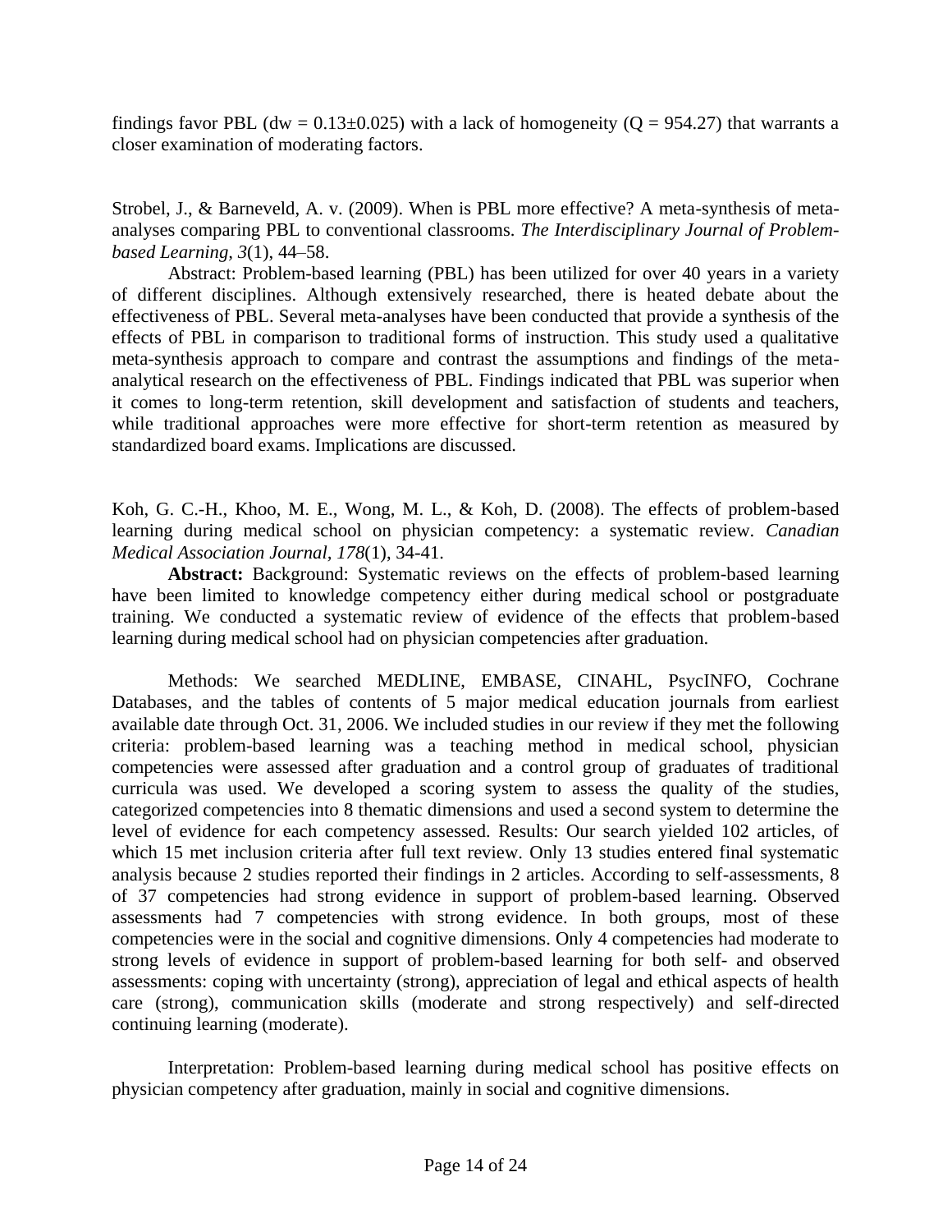findings favor PBL (dw = $0.13\pm0.025$) with a lack of homogeneity ($Q = 954.27$) that warrants a closer examination of moderating factors.

Strobel, J., & Barneveld, A. v. (2009). When is PBL more effective? A meta-synthesis of meta-analyses comparing PBL to conventional classrooms. *The Interdisciplinary Journal of Problem-based Learning, 3*(1), 44–58.

Abstract: Problem-based learning (PBL) has been utilized for over 40 years in a variety of different disciplines. Although extensively researched, there is heated debate about the effectiveness of PBL. Several meta-analyses have been conducted that provide a synthesis of the effects of PBL in comparison to traditional forms of instruction. This study used a qualitative meta-synthesis approach to compare and contrast the assumptions and findings of the meta-analytical research on the effectiveness of PBL. Findings indicated that PBL was superior when it comes to long-term retention, skill development and satisfaction of students and teachers, while traditional approaches were more effective for short-term retention as measured by standardized board exams. Implications are discussed.

Koh, G. C.-H., Khoo, M. E., Wong, M. L., & Koh, D. (2008). The effects of problem-based learning during medical school on physician competency: a systematic review. *Canadian Medical Association Journal, 178*(1), 34-41.

**Abstract:** Background: Systematic reviews on the effects of problem-based learning have been limited to knowledge competency either during medical school or postgraduate training. We conducted a systematic review of evidence of the effects that problem-based learning during medical school had on physician competencies after graduation.

Methods: We searched MEDLINE, EMBASE, CINAHL, PsycINFO, Cochrane Databases, and the tables of contents of 5 major medical education journals from earliest available date through Oct. 31, 2006. We included studies in our review if they met the following criteria: problem-based learning was a teaching method in medical school, physician competencies were assessed after graduation and a control group of graduates of traditional curricula was used. We developed a scoring system to assess the quality of the studies, categorized competencies into 8 thematic dimensions and used a second system to determine the level of evidence for each competency assessed. Results: Our search yielded 102 articles, of which 15 met inclusion criteria after full text review. Only 13 studies entered final systematic analysis because 2 studies reported their findings in 2 articles. According to self-assessments, 8 of 37 competencies had strong evidence in support of problem-based learning. Observed assessments had 7 competencies with strong evidence. In both groups, most of these competencies were in the social and cognitive dimensions. Only 4 competencies had moderate to strong levels of evidence in support of problem-based learning for both self- and observed assessments: coping with uncertainty (strong), appreciation of legal and ethical aspects of health care (strong), communication skills (moderate and strong respectively) and self-directed continuing learning (moderate).

Interpretation: Problem-based learning during medical school has positive effects on physician competency after graduation, mainly in social and cognitive dimensions.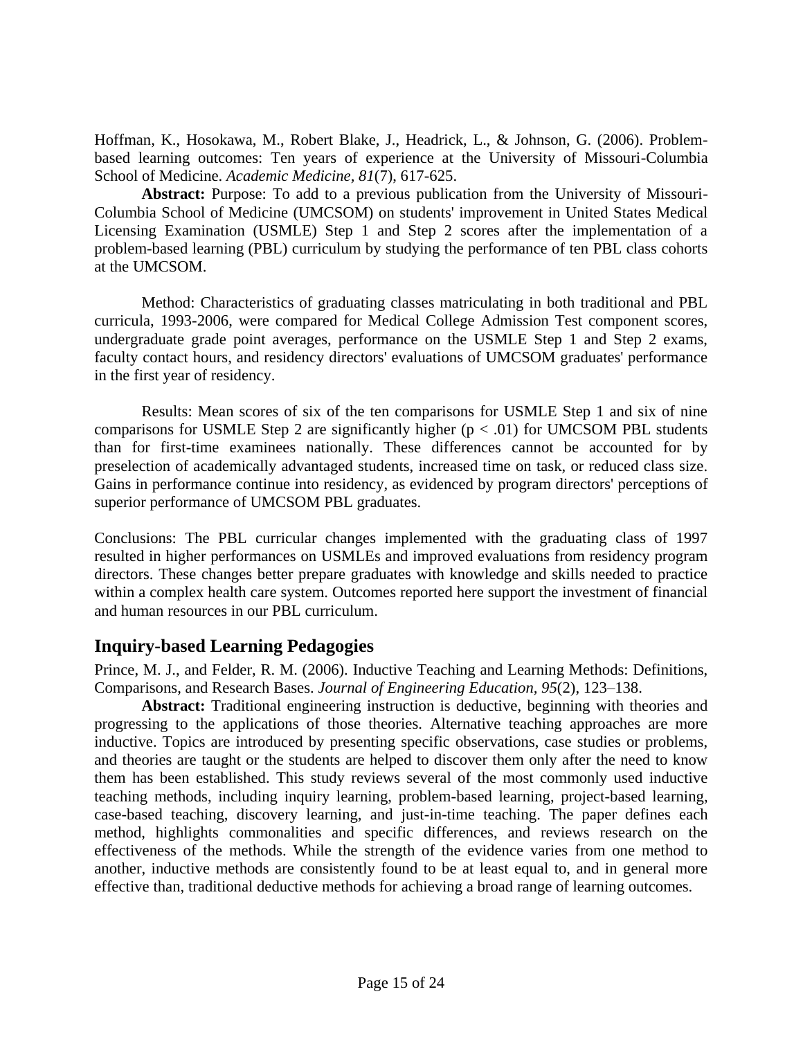Hoffman, K., Hosokawa, M., Robert Blake, J., Headrick, L., & Johnson, G. (2006). Problem-based learning outcomes: Ten years of experience at the University of Missouri-Columbia School of Medicine. *Academic Medicine, 81*(7), 617-625.

**Abstract:** Purpose: To add to a previous publication from the University of Missouri-Columbia School of Medicine (UMCSOM) on students' improvement in United States Medical Licensing Examination (USMLE) Step 1 and Step 2 scores after the implementation of a problem-based learning (PBL) curriculum by studying the performance of ten PBL class cohorts at the UMCSOM.

Method: Characteristics of graduating classes matriculating in both traditional and PBL curricula, 1993-2006, were compared for Medical College Admission Test component scores, undergraduate grade point averages, performance on the USMLE Step 1 and Step 2 exams, faculty contact hours, and residency directors' evaluations of UMCSOM graduates' performance in the first year of residency.

Results: Mean scores of six of the ten comparisons for USMLE Step 1 and six of nine comparisons for USMLE Step 2 are significantly higher ($p < .01$) for UMCSOM PBL students than for first-time examinees nationally. These differences cannot be accounted for by preselection of academically advantaged students, increased time on task, or reduced class size. Gains in performance continue into residency, as evidenced by program directors' perceptions of superior performance of UMCSOM PBL graduates.

Conclusions: The PBL curricular changes implemented with the graduating class of 1997 resulted in higher performances on USMLEs and improved evaluations from residency program directors. These changes better prepare graduates with knowledge and skills needed to practice within a complex health care system. Outcomes reported here support the investment of financial and human resources in our PBL curriculum.

## Inquiry-based Learning Pedagogies

Prince, M. J., and Felder, R. M. (2006). Inductive Teaching and Learning Methods: Definitions, Comparisons, and Research Bases. *Journal of Engineering Education, 95*(2), 123–138.

**Abstract:** Traditional engineering instruction is deductive, beginning with theories and progressing to the applications of those theories. Alternative teaching approaches are more inductive. Topics are introduced by presenting specific observations, case studies or problems, and theories are taught or the students are helped to discover them only after the need to know them has been established. This study reviews several of the most commonly used inductive teaching methods, including inquiry learning, problem-based learning, project-based learning, case-based teaching, discovery learning, and just-in-time teaching. The paper defines each method, highlights commonalities and specific differences, and reviews research on the effectiveness of the methods. While the strength of the evidence varies from one method to another, inductive methods are consistently found to be at least equal to, and in general more effective than, traditional deductive methods for achieving a broad range of learning outcomes.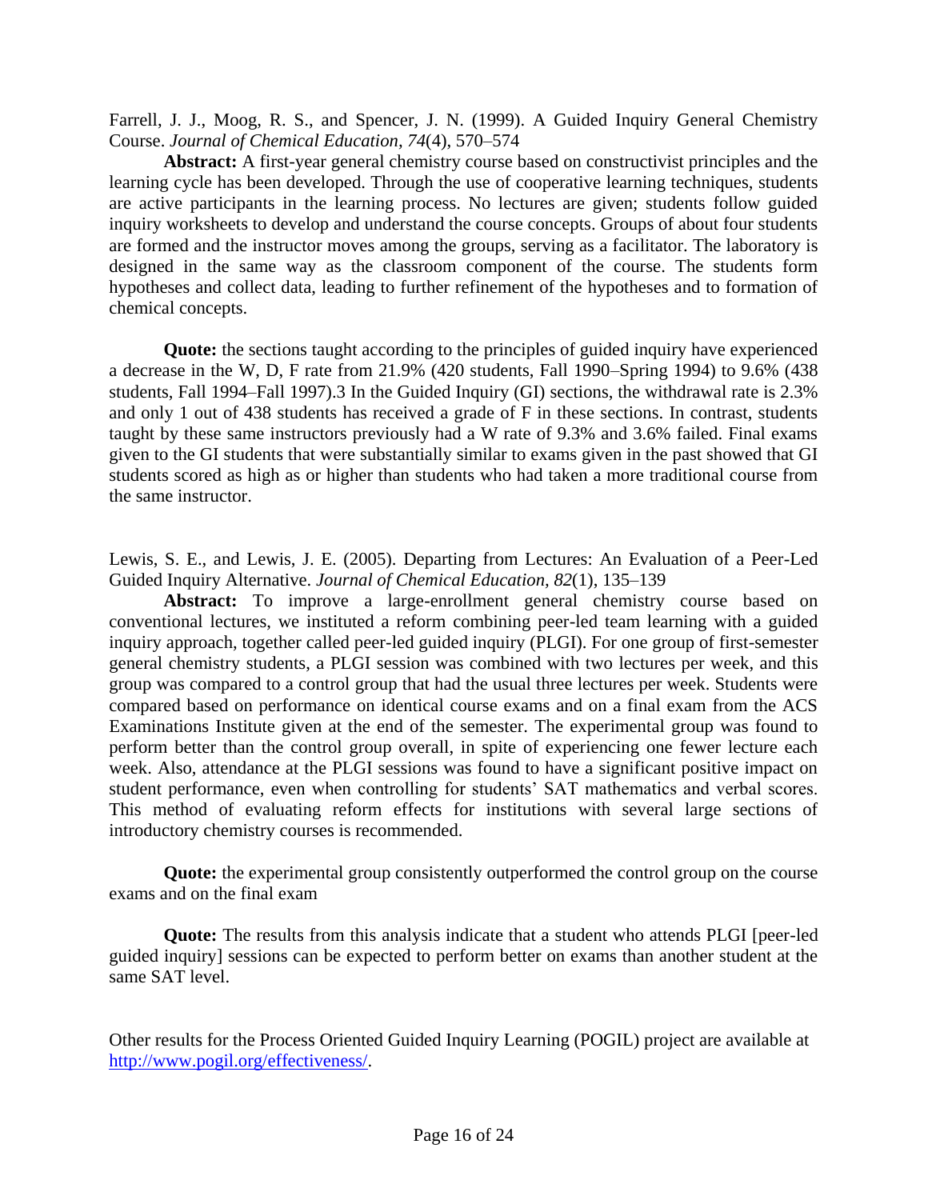Farrell, J. J., Moog, R. S., and Spencer, J. N. (1999). A Guided Inquiry General Chemistry Course. *Journal of Chemical Education, 74*(4), 570–574

**Abstract:** A first-year general chemistry course based on constructivist principles and the learning cycle has been developed. Through the use of cooperative learning techniques, students are active participants in the learning process. No lectures are given; students follow guided inquiry worksheets to develop and understand the course concepts. Groups of about four students are formed and the instructor moves among the groups, serving as a facilitator. The laboratory is designed in the same way as the classroom component of the course. The students form hypotheses and collect data, leading to further refinement of the hypotheses and to formation of chemical concepts.

**Quote:** the sections taught according to the principles of guided inquiry have experienced a decrease in the W, D, F rate from 21.9% (420 students, Fall 1990–Spring 1994) to 9.6% (438 students, Fall 1994–Fall 1997).3 In the Guided Inquiry (GI) sections, the withdrawal rate is 2.3% and only 1 out of 438 students has received a grade of F in these sections. In contrast, students taught by these same instructors previously had a W rate of 9.3% and 3.6% failed. Final exams given to the GI students that were substantially similar to exams given in the past showed that GI students scored as high as or higher than students who had taken a more traditional course from the same instructor.

Lewis, S. E., and Lewis, J. E. (2005). Departing from Lectures: An Evaluation of a Peer-Led Guided Inquiry Alternative. *Journal of Chemical Education, 82*(1), 135–139

**Abstract:** To improve a large-enrollment general chemistry course based on conventional lectures, we instituted a reform combining peer-led team learning with a guided inquiry approach, together called peer-led guided inquiry (PLGI). For one group of first-semester general chemistry students, a PLGI session was combined with two lectures per week, and this group was compared to a control group that had the usual three lectures per week. Students were compared based on performance on identical course exams and on a final exam from the ACS Examinations Institute given at the end of the semester. The experimental group was found to perform better than the control group overall, in spite of experiencing one fewer lecture each week. Also, attendance at the PLGI sessions was found to have a significant positive impact on student performance, even when controlling for students' SAT mathematics and verbal scores. This method of evaluating reform effects for institutions with several large sections of introductory chemistry courses is recommended.

**Quote:** the experimental group consistently outperformed the control group on the course exams and on the final exam

**Quote:** The results from this analysis indicate that a student who attends PLGI [peer-led guided inquiry] sessions can be expected to perform better on exams than another student at the same SAT level.

Other results for the Process Oriented Guided Inquiry Learning (POGIL) project are available at [http://www.pogil.org/effectiveness/](http://www.pogil.org/effectiveness/).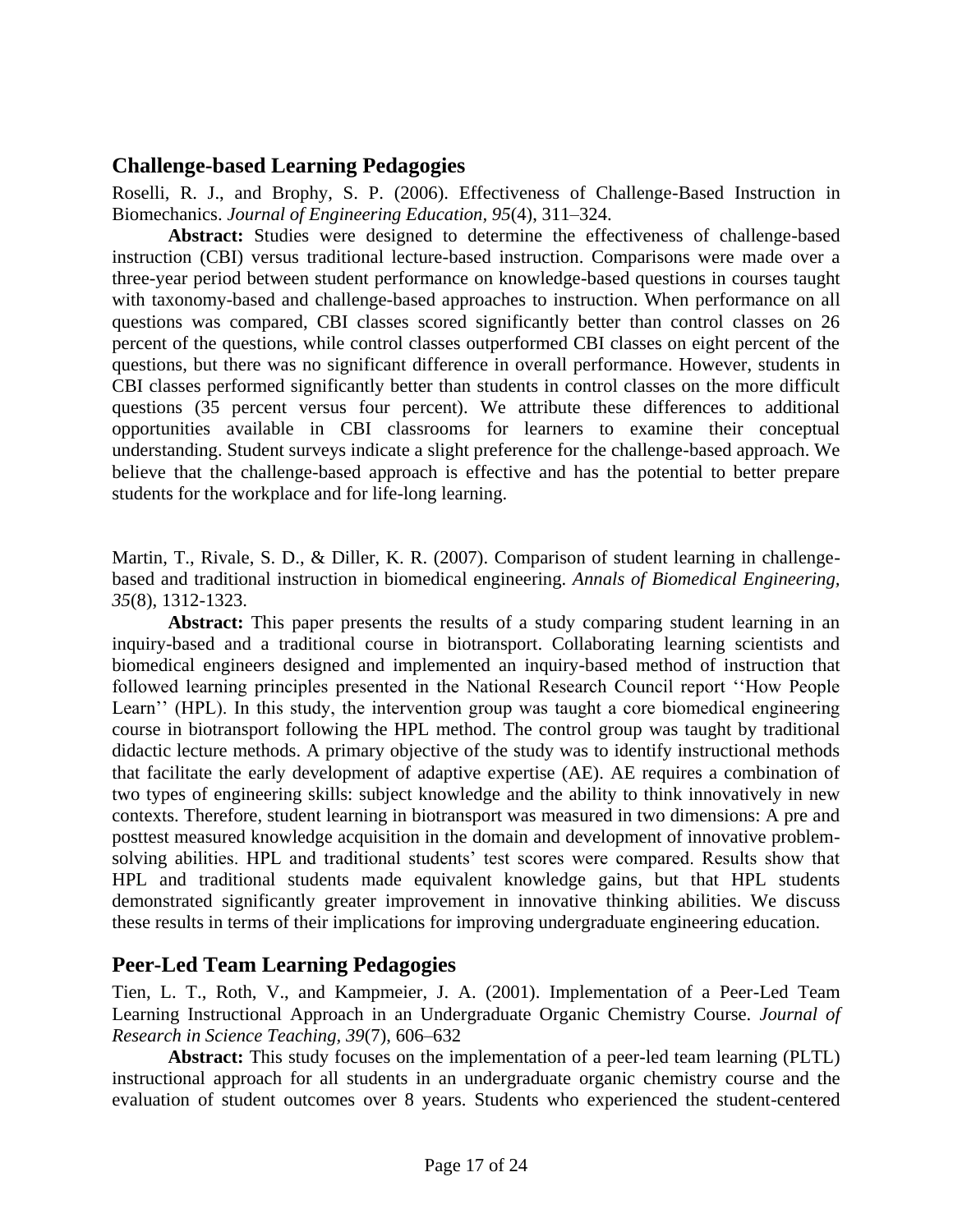## Challenge-based Learning Pedagogies

Roselli, R. J., and Brophy, S. P. (2006). Effectiveness of Challenge-Based Instruction in Biomechanics. *Journal of Engineering Education, 95*(4), 311–324.

**Abstract:** Studies were designed to determine the effectiveness of challenge-based instruction (CBI) versus traditional lecture-based instruction. Comparisons were made over a three-year period between student performance on knowledge-based questions in courses taught with taxonomy-based and challenge-based approaches to instruction. When performance on all questions was compared, CBI classes scored significantly better than control classes on 26 percent of the questions, while control classes outperformed CBI classes on eight percent of the questions, but there was no significant difference in overall performance. However, students in CBI classes performed significantly better than students in control classes on the more difficult questions (35 percent versus four percent). We attribute these differences to additional opportunities available in CBI classrooms for learners to examine their conceptual understanding. Student surveys indicate a slight preference for the challenge-based approach. We believe that the challenge-based approach is effective and has the potential to better prepare students for the workplace and for life-long learning.

Martin, T., Rivale, S. D., & Diller, K. R. (2007). Comparison of student learning in challenge-based and traditional instruction in biomedical engineering. *Annals of Biomedical Engineering, 35*(8), 1312-1323.

**Abstract:** This paper presents the results of a study comparing student learning in an inquiry-based and a traditional course in biotransport. Collaborating learning scientists and biomedical engineers designed and implemented an inquiry-based method of instruction that followed learning principles presented in the National Research Council report ''How People Learn'' (HPL). In this study, the intervention group was taught a core biomedical engineering course in biotransport following the HPL method. The control group was taught by traditional didactic lecture methods. A primary objective of the study was to identify instructional methods that facilitate the early development of adaptive expertise (AE). AE requires a combination of two types of engineering skills: subject knowledge and the ability to think innovatively in new contexts. Therefore, student learning in biotransport was measured in two dimensions: A pre and posttest measured knowledge acquisition in the domain and development of innovative problem-solving abilities. HPL and traditional students' test scores were compared. Results show that HPL and traditional students made equivalent knowledge gains, but that HPL students demonstrated significantly greater improvement in innovative thinking abilities. We discuss these results in terms of their implications for improving undergraduate engineering education.

## Peer-Led Team Learning Pedagogies

Tien, L. T., Roth, V., and Kampmeier, J. A. (2001). Implementation of a Peer-Led Team Learning Instructional Approach in an Undergraduate Organic Chemistry Course. *Journal of Research in Science Teaching, 39*(7), 606–632

**Abstract:** This study focuses on the implementation of a peer-led team learning (PLTL) instructional approach for all students in an undergraduate organic chemistry course and the evaluation of student outcomes over 8 years. Students who experienced the student-centered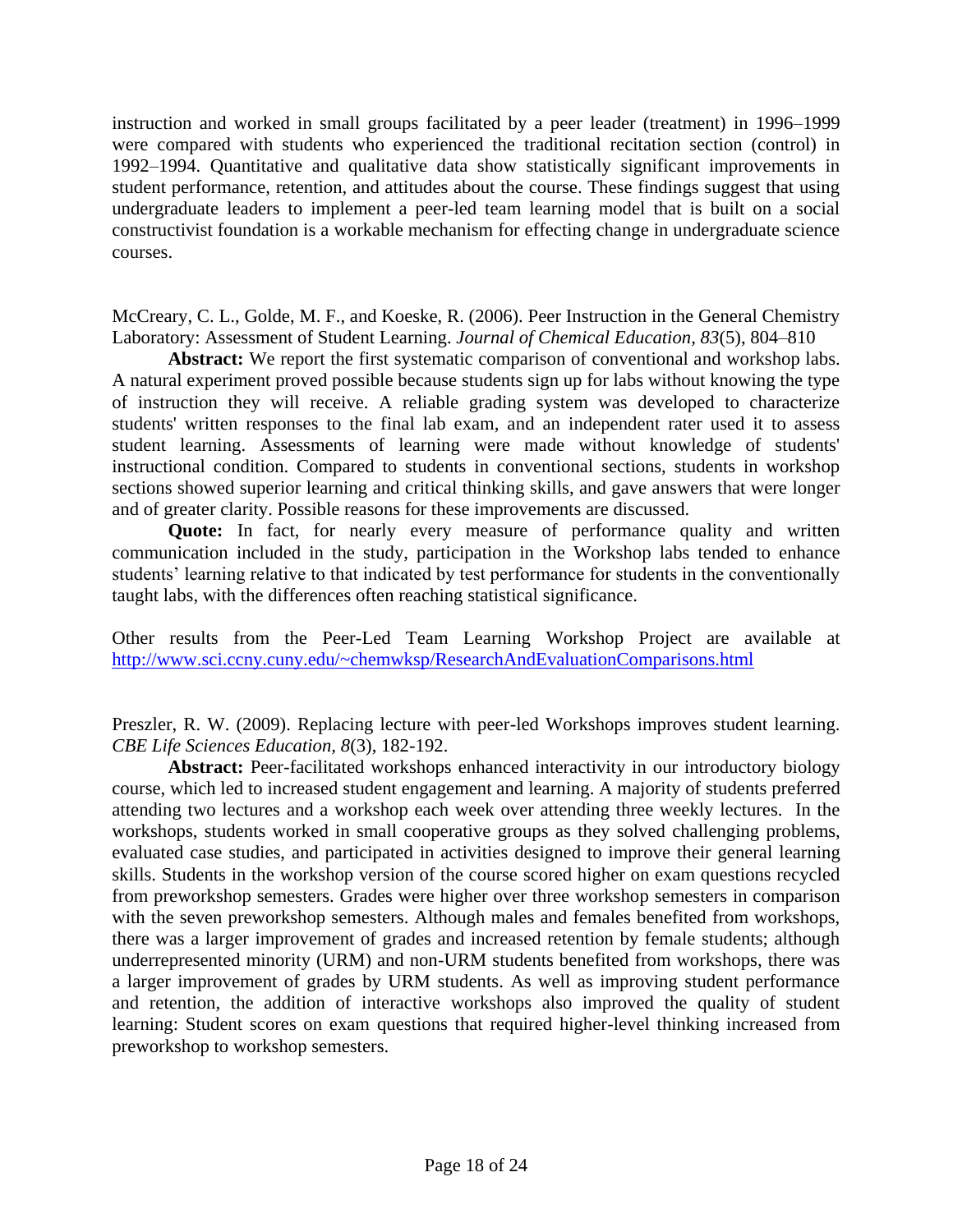instruction and worked in small groups facilitated by a peer leader (treatment) in 1996–1999 were compared with students who experienced the traditional recitation section (control) in 1992–1994. Quantitative and qualitative data show statistically significant improvements in student performance, retention, and attitudes about the course. These findings suggest that using undergraduate leaders to implement a peer-led team learning model that is built on a social constructivist foundation is a workable mechanism for effecting change in undergraduate science courses.

McCreary, C. L., Golde, M. F., and Koeske, R. (2006). Peer Instruction in the General Chemistry Laboratory: Assessment of Student Learning. *Journal of Chemical Education, 83*(5), 804–810

**Abstract:** We report the first systematic comparison of conventional and workshop labs. A natural experiment proved possible because students sign up for labs without knowing the type of instruction they will receive. A reliable grading system was developed to characterize students' written responses to the final lab exam, and an independent rater used it to assess student learning. Assessments of learning were made without knowledge of students' instructional condition. Compared to students in conventional sections, students in workshop sections showed superior learning and critical thinking skills, and gave answers that were longer and of greater clarity. Possible reasons for these improvements are discussed.

**Quote:** In fact, for nearly every measure of performance quality and written communication included in the study, participation in the Workshop labs tended to enhance students' learning relative to that indicated by test performance for students in the conventionally taught labs, with the differences often reaching statistical significance.

Other results from the Peer-Led Team Learning Workshop Project are available at http://www.sci.ccny.cuny.edu/~chemwksp/ResearchAndEvaluationComparisons.html

Preszler, R. W. (2009). Replacing lecture with peer-led Workshops improves student learning. *CBE Life Sciences Education, 8*(3), 182-192.

**Abstract:** Peer-facilitated workshops enhanced interactivity in our introductory biology course, which led to increased student engagement and learning. A majority of students preferred attending two lectures and a workshop each week over attending three weekly lectures. In the workshops, students worked in small cooperative groups as they solved challenging problems, evaluated case studies, and participated in activities designed to improve their general learning skills. Students in the workshop version of the course scored higher on exam questions recycled from preworkshop semesters. Grades were higher over three workshop semesters in comparison with the seven preworkshop semesters. Although males and females benefited from workshops, there was a larger improvement of grades and increased retention by female students; although underrepresented minority (URM) and non-URM students benefited from workshops, there was a larger improvement of grades by URM students. As well as improving student performance and retention, the addition of interactive workshops also improved the quality of student learning: Student scores on exam questions that required higher-level thinking increased from preworkshop to workshop semesters.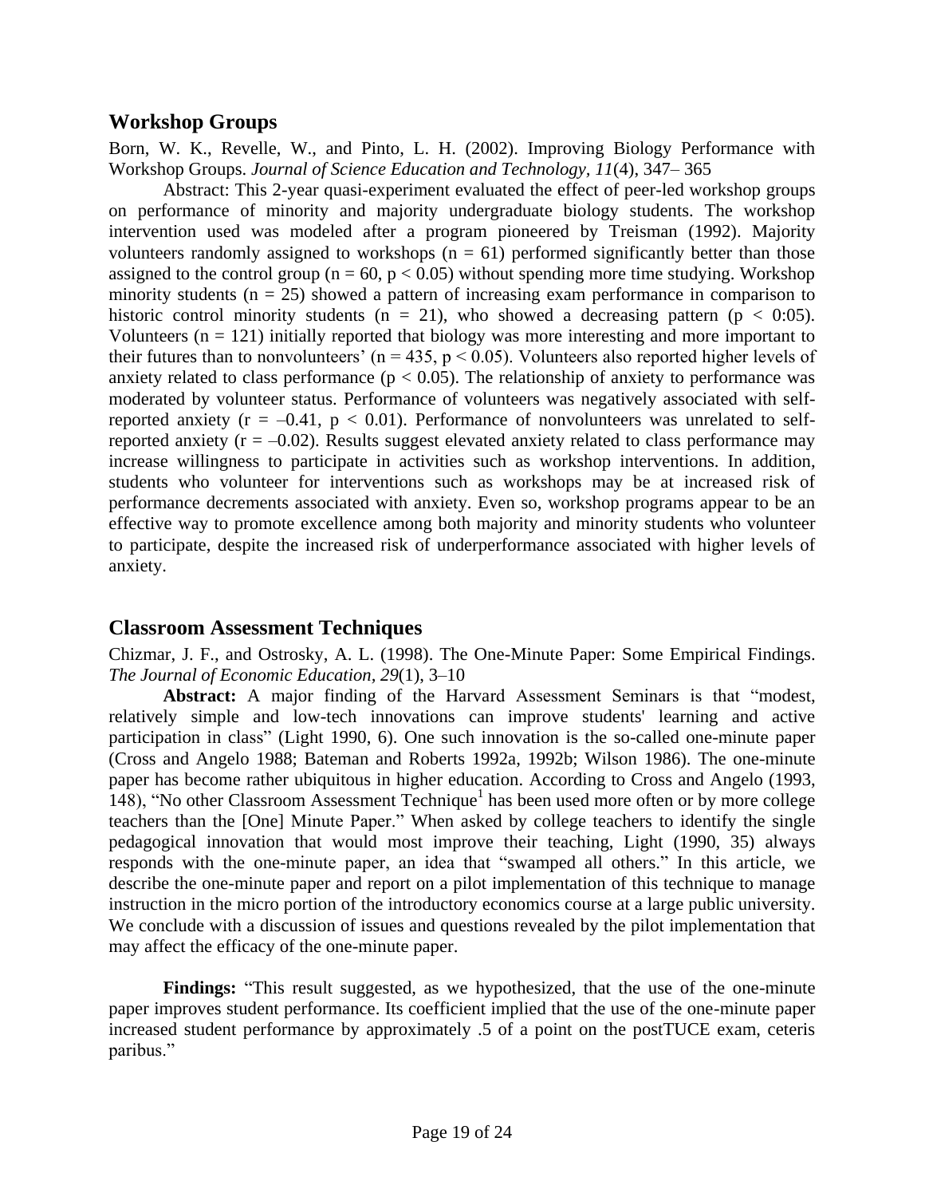## Workshop Groups

Born, W. K., Revelle, W., and Pinto, L. H. (2002). Improving Biology Performance with Workshop Groups. *Journal of Science Education and Technology, 11*(4), 347– 365

Abstract: This 2-year quasi-experiment evaluated the effect of peer-led workshop groups on performance of minority and majority undergraduate biology students. The workshop intervention used was modeled after a program pioneered by Treisman (1992). Majority volunteers randomly assigned to workshops ($n = 61$) performed significantly better than those assigned to the control group ($n = 60$, $p < 0.05$) without spending more time studying. Workshop minority students ($n = 25$) showed a pattern of increasing exam performance in comparison to historic control minority students ($n = 21$), who showed a decreasing pattern ($p <$ 0:05). Volunteers ($n = 121$) initially reported that biology was more interesting and more important to their futures than to nonvolunteers' ($n = 435$, $p < 0.05$). Volunteers also reported higher levels of anxiety related to class performance ($p < 0.05$). The relationship of anxiety to performance was moderated by volunteer status. Performance of volunteers was negatively associated with self-reported anxiety ($r = –0.41$, $p < 0.01$). Performance of nonvolunteers was unrelated to self-reported anxiety ($r = –0.02$). Results suggest elevated anxiety related to class performance may increase willingness to participate in activities such as workshop interventions. In addition, students who volunteer for interventions such as workshops may be at increased risk of performance decrements associated with anxiety. Even so, workshop programs appear to be an effective way to promote excellence among both majority and minority students who volunteer to participate, despite the increased risk of underperformance associated with higher levels of anxiety.

## Classroom Assessment Techniques

Chizmar, J. F., and Ostrosky, A. L. (1998). The One-Minute Paper: Some Empirical Findings. *The Journal of Economic Education, 29*(1), 3–10

**Abstract:** A major finding of the Harvard Assessment Seminars is that "modest, relatively simple and low-tech innovations can improve students' learning and active participation in class" (Light 1990, 6). One such innovation is the so-called one-minute paper (Cross and Angelo 1988; Bateman and Roberts 1992a, 1992b; Wilson 1986). The one-minute paper has become rather ubiquitous in higher education. According to Cross and Angelo (1993, 148), "No other Classroom Assessment Technique[1] has been used more often or by more college teachers than the [One] Minute Paper." When asked by college teachers to identify the single pedagogical innovation that would most improve their teaching, Light (1990, 35) always responds with the one-minute paper, an idea that "swamped all others." In this article, we describe the one-minute paper and report on a pilot implementation of this technique to manage instruction in the micro portion of the introductory economics course at a large public university. We conclude with a discussion of issues and questions revealed by the pilot implementation that may affect the efficacy of the one-minute paper.

**Findings:** "This result suggested, as we hypothesized, that the use of the one-minute paper improves student performance. Its coefficient implied that the use of the one-minute paper increased student performance by approximately .5 of a point on the postTUCE exam, ceteris paribus."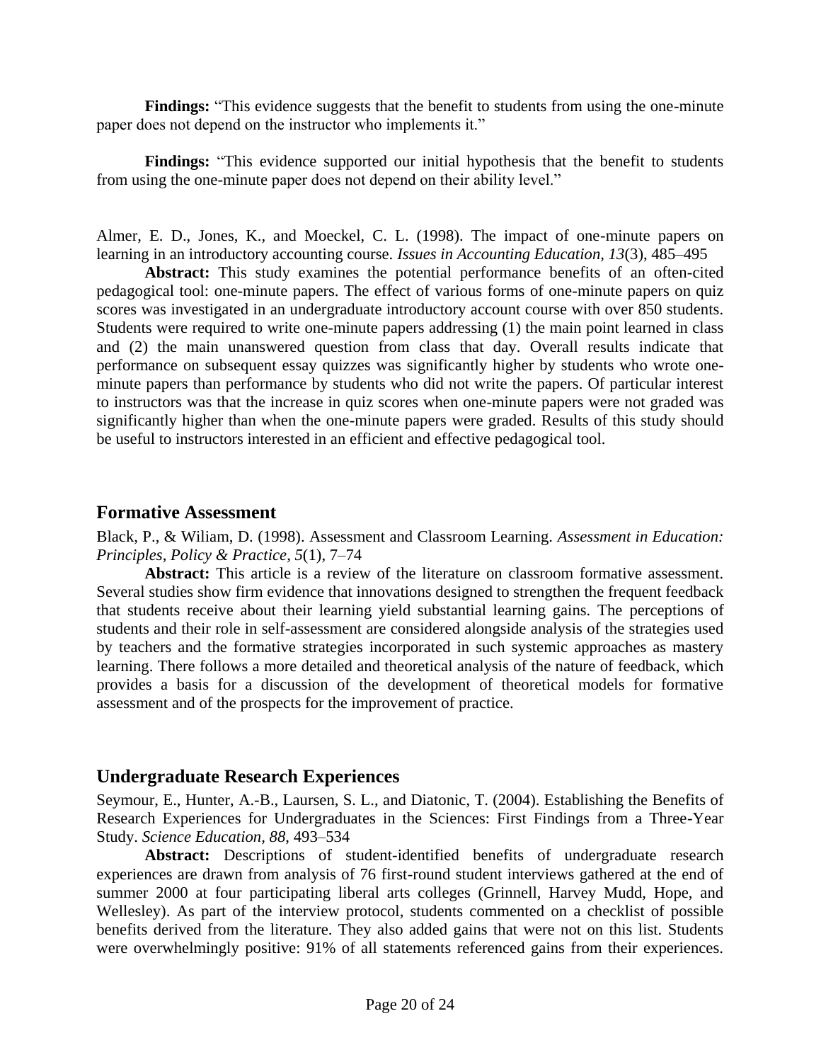**Findings:** "This evidence suggests that the benefit to students from using the one-minute paper does not depend on the instructor who implements it."

**Findings:** "This evidence supported our initial hypothesis that the benefit to students from using the one-minute paper does not depend on their ability level."

Almer, E. D., Jones, K., and Moeckel, C. L. (1998). The impact of one-minute papers on learning in an introductory accounting course. *Issues in Accounting Education*, *13*(3), 485–495

**Abstract:** This study examines the potential performance benefits of an often-cited pedagogical tool: one-minute papers. The effect of various forms of one-minute papers on quiz scores was investigated in an undergraduate introductory account course with over 850 students. Students were required to write one-minute papers addressing (1) the main point learned in class and (2) the main unanswered question from class that day. Overall results indicate that performance on subsequent essay quizzes was significantly higher by students who wrote one-minute papers than performance by students who did not write the papers. Of particular interest to instructors was that the increase in quiz scores when one-minute papers were not graded was significantly higher than when the one-minute papers were graded. Results of this study should be useful to instructors interested in an efficient and effective pedagogical tool.

## Formative Assessment

Black, P., & Wiliam, D. (1998). Assessment and Classroom Learning. *Assessment in Education: Principles, Policy & Practice, 5*(1), 7–74

**Abstract:** This article is a review of the literature on classroom formative assessment. Several studies show firm evidence that innovations designed to strengthen the frequent feedback that students receive about their learning yield substantial learning gains. The perceptions of students and their role in self-assessment are considered alongside analysis of the strategies used by teachers and the formative strategies incorporated in such systemic approaches as mastery learning. There follows a more detailed and theoretical analysis of the nature of feedback, which provides a basis for a discussion of the development of theoretical models for formative assessment and of the prospects for the improvement of practice.

## Undergraduate Research Experiences

Seymour, E., Hunter, A.-B., Laursen, S. L., and Diatonic, T. (2004). Establishing the Benefits of Research Experiences for Undergraduates in the Sciences: First Findings from a Three-Year Study. *Science Education, 88*, 493–534

**Abstract:** Descriptions of student-identified benefits of undergraduate research experiences are drawn from analysis of 76 first-round student interviews gathered at the end of summer 2000 at four participating liberal arts colleges (Grinnell, Harvey Mudd, Hope, and Wellesley). As part of the interview protocol, students commented on a checklist of possible benefits derived from the literature. They also added gains that were not on this list. Students were overwhelmingly positive: 91% of all statements referenced gains from their experiences.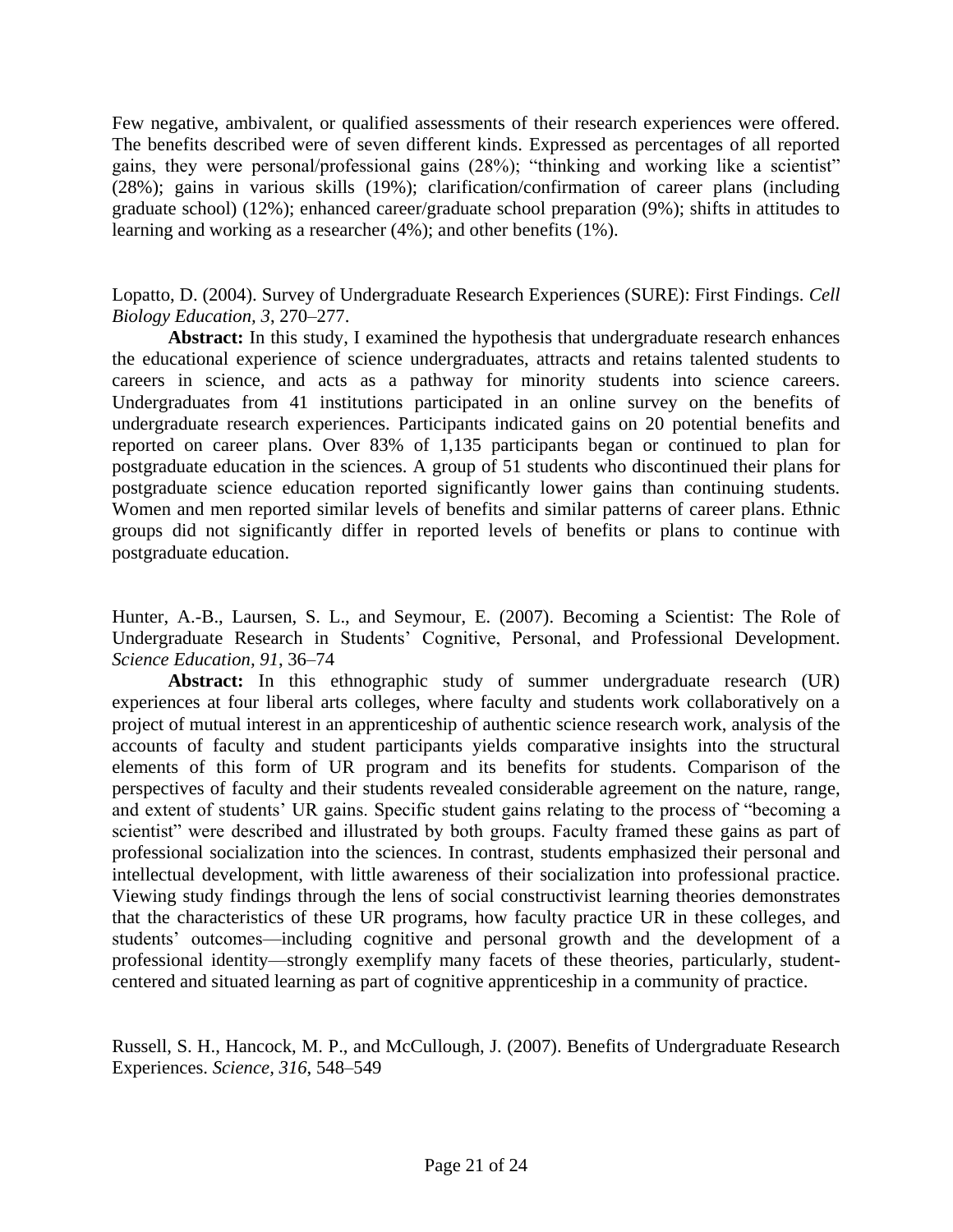Few negative, ambivalent, or qualified assessments of their research experiences were offered. The benefits described were of seven different kinds. Expressed as percentages of all reported gains, they were personal/professional gains (28%); "thinking and working like a scientist" (28%); gains in various skills (19%); clarification/confirmation of career plans (including graduate school) (12%); enhanced career/graduate school preparation (9%); shifts in attitudes to learning and working as a researcher (4%); and other benefits (1%).

Lopatto, D. (2004). Survey of Undergraduate Research Experiences (SURE): First Findings. *Cell Biology Education, 3*, 270–277.

**Abstract:** In this study, I examined the hypothesis that undergraduate research enhances the educational experience of science undergraduates, attracts and retains talented students to careers in science, and acts as a pathway for minority students into science careers. Undergraduates from 41 institutions participated in an online survey on the benefits of undergraduate research experiences. Participants indicated gains on 20 potential benefits and reported on career plans. Over 83% of 1,135 participants began or continued to plan for postgraduate education in the sciences. A group of 51 students who discontinued their plans for postgraduate science education reported significantly lower gains than continuing students. Women and men reported similar levels of benefits and similar patterns of career plans. Ethnic groups did not significantly differ in reported levels of benefits or plans to continue with postgraduate education.

Hunter, A.-B., Laursen, S. L., and Seymour, E. (2007). Becoming a Scientist: The Role of Undergraduate Research in Students' Cognitive, Personal, and Professional Development. *Science Education, 91*, 36–74

**Abstract:** In this ethnographic study of summer undergraduate research (UR) experiences at four liberal arts colleges, where faculty and students work collaboratively on a project of mutual interest in an apprenticeship of authentic science research work, analysis of the accounts of faculty and student participants yields comparative insights into the structural elements of this form of UR program and its benefits for students. Comparison of the perspectives of faculty and their students revealed considerable agreement on the nature, range, and extent of students' UR gains. Specific student gains relating to the process of "becoming a scientist" were described and illustrated by both groups. Faculty framed these gains as part of professional socialization into the sciences. In contrast, students emphasized their personal and intellectual development, with little awareness of their socialization into professional practice. Viewing study findings through the lens of social constructivist learning theories demonstrates that the characteristics of these UR programs, how faculty practice UR in these colleges, and students' outcomes—including cognitive and personal growth and the development of a professional identity—strongly exemplify many facets of these theories, particularly, student-centered and situated learning as part of cognitive apprenticeship in a community of practice.

Russell, S. H., Hancock, M. P., and McCullough, J. (2007). Benefits of Undergraduate Research Experiences. *Science, 316*, 548–549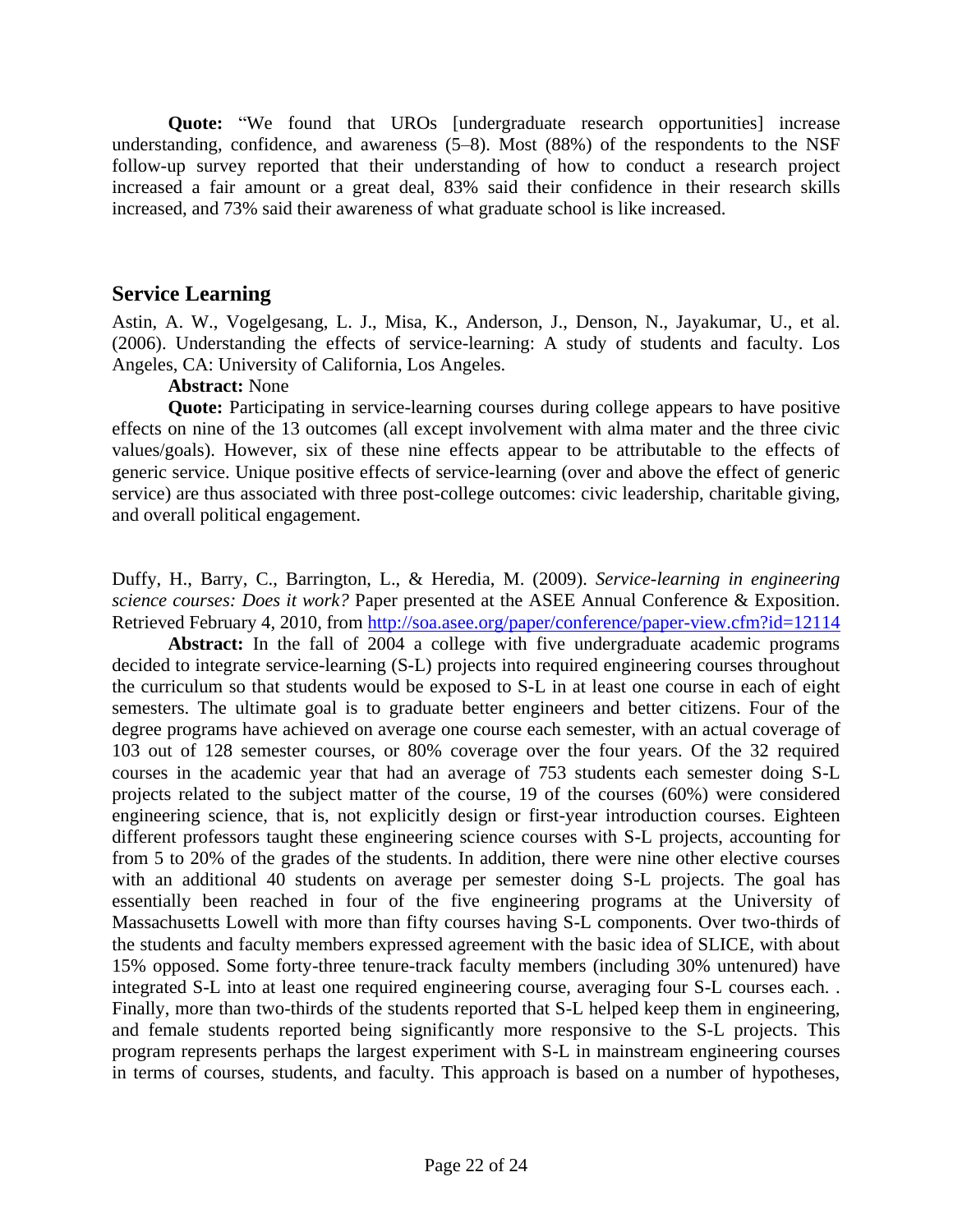**Quote:** "We found that UROs [undergraduate research opportunities] increase understanding, confidence, and awareness (5–8). Most (88%) of the respondents to the NSF follow-up survey reported that their understanding of how to conduct a research project increased a fair amount or a great deal, 83% said their confidence in their research skills increased, and 73% said their awareness of what graduate school is like increased.

## Service Learning

Astin, A. W., Vogelgesang, L. J., Misa, K., Anderson, J., Denson, N., Jayakumar, U., et al. (2006). Understanding the effects of service-learning: A study of students and faculty. Los Angeles, CA: University of California, Los Angeles.

**Abstract:** None

**Quote:** Participating in service-learning courses during college appears to have positive effects on nine of the 13 outcomes (all except involvement with alma mater and the three civic values/goals). However, six of these nine effects appear to be attributable to the effects of generic service. Unique positive effects of service-learning (over and above the effect of generic service) are thus associated with three post-college outcomes: civic leadership, charitable giving, and overall political engagement.

Duffy, H., Barry, C., Barrington, L., & Heredia, M. (2009). *Service-learning in engineering science courses: Does it work?* Paper presented at the ASEE Annual Conference & Exposition. Retrieved February 4, 2010, from http://soa.asee.org/paper/conference/paper-view.cfm?id=12114

**Abstract:** In the fall of 2004 a college with five undergraduate academic programs decided to integrate service-learning (S-L) projects into required engineering courses throughout the curriculum so that students would be exposed to S-L in at least one course in each of eight semesters. The ultimate goal is to graduate better engineers and better citizens. Four of the degree programs have achieved on average one course each semester, with an actual coverage of 103 out of 128 semester courses, or 80% coverage over the four years. Of the 32 required courses in the academic year that had an average of 753 students each semester doing S-L projects related to the subject matter of the course, 19 of the courses (60%) were considered engineering science, that is, not explicitly design or first-year introduction courses. Eighteen different professors taught these engineering science courses with S-L projects, accounting for from 5 to 20% of the grades of the students. In addition, there were nine other elective courses with an additional 40 students on average per semester doing S-L projects. The goal has essentially been reached in four of the five engineering programs at the University of Massachusetts Lowell with more than fifty courses having S-L components. Over two-thirds of the students and faculty members expressed agreement with the basic idea of SLICE, with about 15% opposed. Some forty-three tenure-track faculty members (including 30% untenured) have integrated S-L into at least one required engineering course, averaging four S-L courses each. . Finally, more than two-thirds of the students reported that S-L helped keep them in engineering, and female students reported being significantly more responsive to the S-L projects. This program represents perhaps the largest experiment with S-L in mainstream engineering courses in terms of courses, students, and faculty. This approach is based on a number of hypotheses,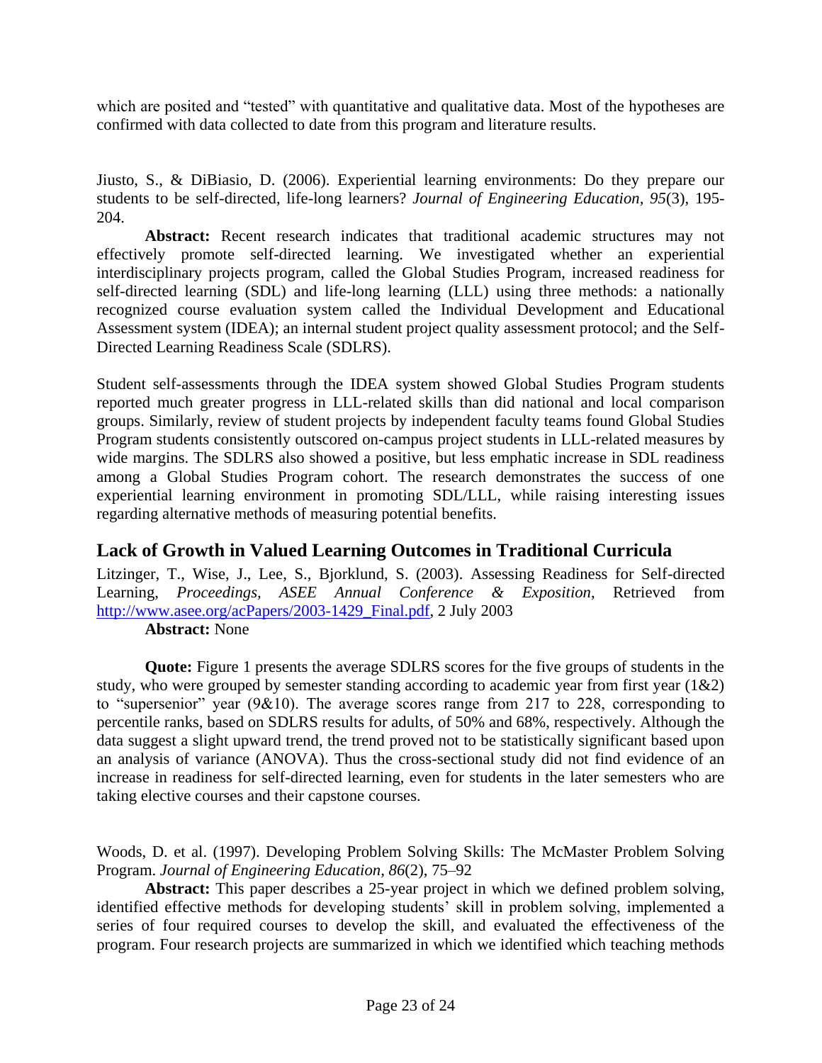which are posited and "tested" with quantitative and qualitative data. Most of the hypotheses are confirmed with data collected to date from this program and literature results.

Jiusto, S., & DiBiasio, D. (2006). Experiential learning environments: Do they prepare our students to be self-directed, life-long learners? *Journal of Engineering Education, 95*(3), 195-204.

**Abstract:** Recent research indicates that traditional academic structures may not effectively promote self-directed learning. We investigated whether an experiential interdisciplinary projects program, called the Global Studies Program, increased readiness for self-directed learning (SDL) and life-long learning (LLL) using three methods: a nationally recognized course evaluation system called the Individual Development and Educational Assessment system (IDEA); an internal student project quality assessment protocol; and the Self-Directed Learning Readiness Scale (SDLRS).

Student self-assessments through the IDEA system showed Global Studies Program students reported much greater progress in LLL-related skills than did national and local comparison groups. Similarly, review of student projects by independent faculty teams found Global Studies Program students consistently outscored on-campus project students in LLL-related measures by wide margins. The SDLRS also showed a positive, but less emphatic increase in SDL readiness among a Global Studies Program cohort. The research demonstrates the success of one experiential learning environment in promoting SDL/LLL, while raising interesting issues regarding alternative methods of measuring potential benefits.

## Lack of Growth in Valued Learning Outcomes in Traditional Curricula

Litzinger, T., Wise, J., Lee, S., Bjorklund, S. (2003). Assessing Readiness for Self-directed Learning, *Proceedings, ASEE Annual Conference & Exposition*, Retrieved from [http://www.asee.org/acPapers/2003-1429_Final.pdf](http://www.asee.org/acPapers/2003-1429_Final.pdf), 2 July 2003

**Abstract:** None

**Quote:** Figure 1 presents the average SDLRS scores for the five groups of students in the study, who were grouped by semester standing according to academic year from first year (1&2) to "supersenior" year (9&10). The average scores range from 217 to 228, corresponding to percentile ranks, based on SDLRS results for adults, of 50% and 68%, respectively. Although the data suggest a slight upward trend, the trend proved not to be statistically significant based upon an analysis of variance (ANOVA). Thus the cross-sectional study did not find evidence of an increase in readiness for self-directed learning, even for students in the later semesters who are taking elective courses and their capstone courses.

Woods, D. et al. (1997). Developing Problem Solving Skills: The McMaster Problem Solving Program. *Journal of Engineering Education, 86*(2), 75–92

**Abstract:** This paper describes a 25-year project in which we defined problem solving, identified effective methods for developing students' skill in problem solving, implemented a series of four required courses to develop the skill, and evaluated the effectiveness of the program. Four research projects are summarized in which we identified which teaching methods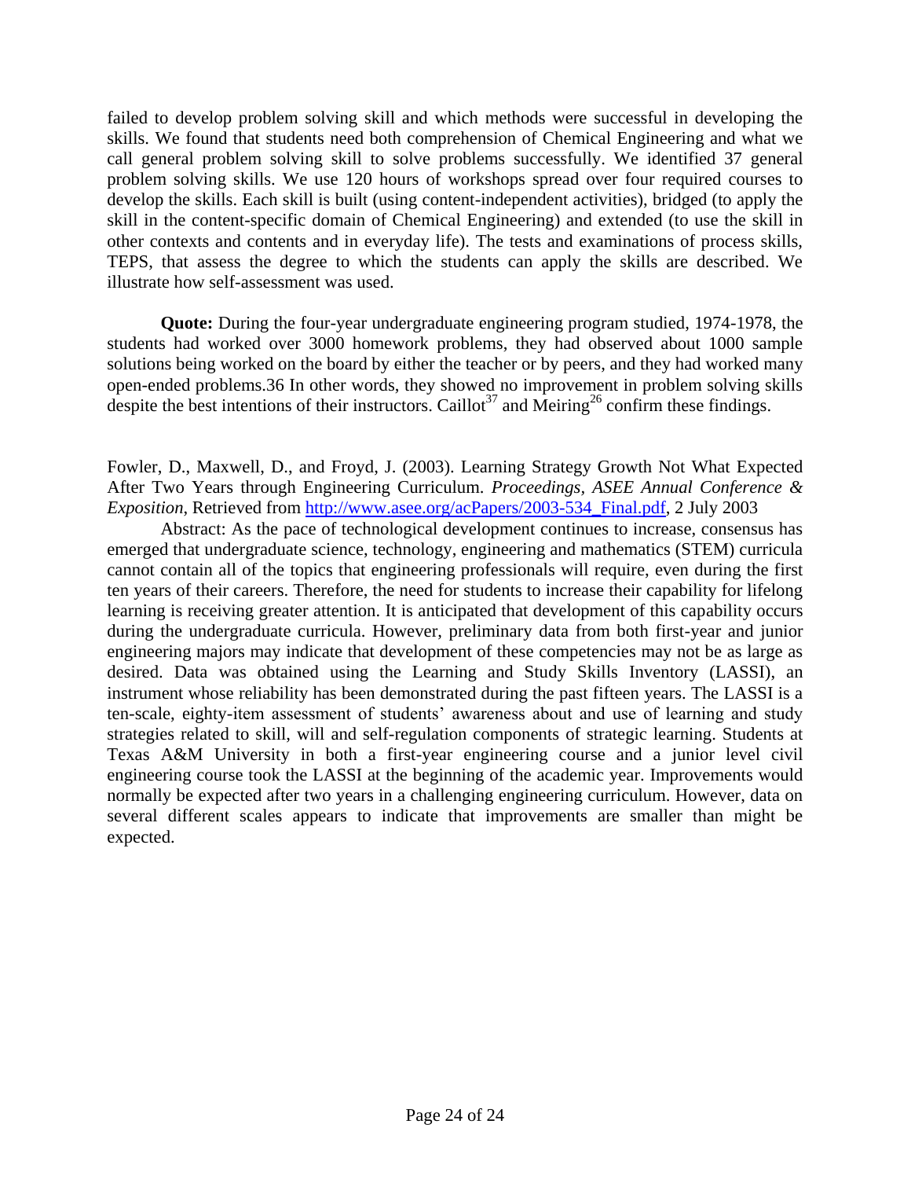failed to develop problem solving skill and which methods were successful in developing the skills. We found that students need both comprehension of Chemical Engineering and what we call general problem solving skill to solve problems successfully. We identified 37 general problem solving skills. We use 120 hours of workshops spread over four required courses to develop the skills. Each skill is built (using content-independent activities), bridged (to apply the skill in the content-specific domain of Chemical Engineering) and extended (to use the skill in other contexts and contents and in everyday life). The tests and examinations of process skills, TEPS, that assess the degree to which the students can apply the skills are described. We illustrate how self-assessment was used.

**Quote:** During the four-year undergraduate engineering program studied, 1974-1978, the students had worked over 3000 homework problems, they had observed about 1000 sample solutions being worked on the board by either the teacher or by peers, and they had worked many open-ended problems.36 In other words, they showed no improvement in problem solving skills despite the best intentions of their instructors. Caillot[37] and Meiring[26] confirm these findings.

Fowler, D., Maxwell, D., and Froyd, J. (2003). Learning Strategy Growth Not What Expected After Two Years through Engineering Curriculum. *Proceedings, ASEE Annual Conference & Exposition*, Retrieved from http://www.asee.org/acPapers/2003-534_Final.pdf, 2 July 2003

Abstract: As the pace of technological development continues to increase, consensus has emerged that undergraduate science, technology, engineering and mathematics (STEM) curricula cannot contain all of the topics that engineering professionals will require, even during the first ten years of their careers. Therefore, the need for students to increase their capability for lifelong learning is receiving greater attention. It is anticipated that development of this capability occurs during the undergraduate curricula. However, preliminary data from both first-year and junior engineering majors may indicate that development of these competencies may not be as large as desired. Data was obtained using the Learning and Study Skills Inventory (LASSI), an instrument whose reliability has been demonstrated during the past fifteen years. The LASSI is a ten-scale, eighty-item assessment of students' awareness about and use of learning and study strategies related to skill, will and self-regulation components of strategic learning. Students at Texas A&M University in both a first-year engineering course and a junior level civil engineering course took the LASSI at the beginning of the academic year. Improvements would normally be expected after two years in a challenging engineering curriculum. However, data on several different scales appears to indicate that improvements are smaller than might be expected.